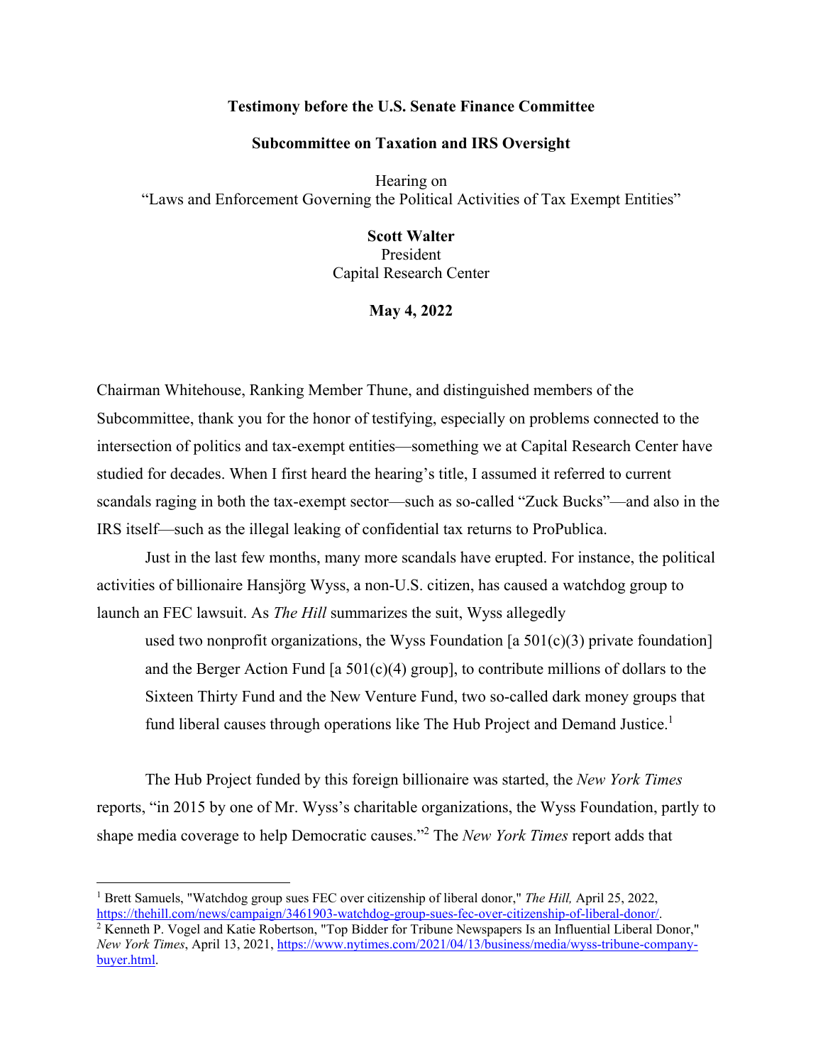**Testimony before the U.S. Senate Finance Committee**

**Subcommittee on Taxation and IRS Oversight**

Hearing on
"Laws and Enforcement Governing the Political Activities of Tax Exempt Entities"

**Scott Walter**
President
Capital Research Center

**May 4, 2022**

Chairman Whitehouse, Ranking Member Thune, and distinguished members of the Subcommittee, thank you for the honor of testifying, especially on problems connected to the intersection of politics and tax-exempt entities—something we at Capital Research Center have studied for decades. When I first heard the hearing's title, I assumed it referred to current scandals raging in both the tax-exempt sector—such as so-called "Zuck Bucks"—and also in the IRS itself—such as the illegal leaking of confidential tax returns to ProPublica.

Just in the last few months, many more scandals have erupted. For instance, the political activities of billionaire Hansjörg Wyss, a non-U.S. citizen, has caused a watchdog group to launch an FEC lawsuit. As *The Hill* summarizes the suit, Wyss allegedly

> used two nonprofit organizations, the Wyss Foundation [a 501(c)(3) private foundation] and the Berger Action Fund [a 501(c)(4) group], to contribute millions of dollars to the Sixteen Thirty Fund and the New Venture Fund, two so-called dark money groups that fund liberal causes through operations like The Hub Project and Demand Justice.[1]

The Hub Project funded by this foreign billionaire was started, the *New York Times* reports, "in 2015 by one of Mr. Wyss's charitable organizations, the Wyss Foundation, partly to shape media coverage to help Democratic causes."[2] The *New York Times* report adds that

---

[1] Brett Samuels, "Watchdog group sues FEC over citizenship of liberal donor," *The Hill,* April 25, 2022, https://thehill.com/news/campaign/3461903-watchdog-group-sues-fec-over-citizenship-of-liberal-donor/.

[2] Kenneth P. Vogel and Katie Robertson, "Top Bidder for Tribune Newspapers Is an Influential Liberal Donor," *New York Times*, April 13, 2021, https://www.nytimes.com/2021/04/13/business/media/wyss-tribune-company-buyer.html.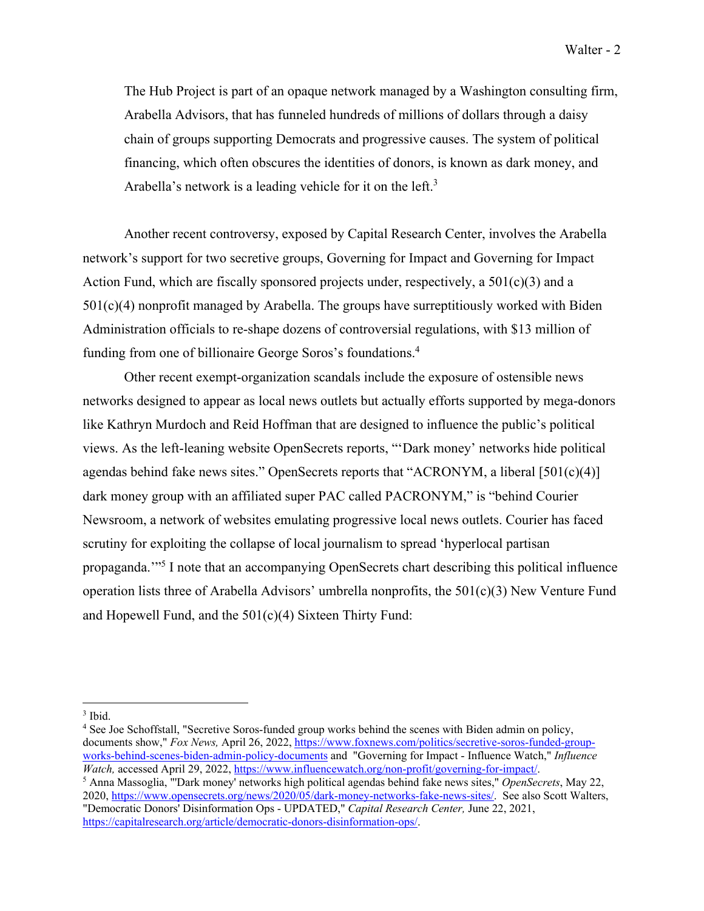> The Hub Project is part of an opaque network managed by a Washington consulting firm, Arabella Advisors, that has funneled hundreds of millions of dollars through a daisy chain of groups supporting Democrats and progressive causes. The system of political financing, which often obscures the identities of donors, is known as dark money, and Arabella's network is a leading vehicle for it on the left.[3]

Another recent controversy, exposed by Capital Research Center, involves the Arabella network's support for two secretive groups, Governing for Impact and Governing for Impact Action Fund, which are fiscally sponsored projects under, respectively, a 501(c)(3) and a 501(c)(4) nonprofit managed by Arabella. The groups have surreptitiously worked with Biden Administration officials to re-shape dozens of controversial regulations, with $13 million of funding from one of billionaire George Soros's foundations.[4]

Other recent exempt-organization scandals include the exposure of ostensible news networks designed to appear as local news outlets but actually efforts supported by mega-donors like Kathryn Murdoch and Reid Hoffman that are designed to influence the public's political views. As the left-leaning website OpenSecrets reports, "'Dark money' networks hide political agendas behind fake news sites." OpenSecrets reports that "ACRONYM, a liberal [501(c)(4)] dark money group with an affiliated super PAC called PACRONYM," is "behind Courier Newsroom, a network of websites emulating progressive local news outlets. Courier has faced scrutiny for exploiting the collapse of local journalism to spread 'hyperlocal partisan propaganda.'"[5] I note that an accompanying OpenSecrets chart describing this political influence operation lists three of Arabella Advisors' umbrella nonprofits, the 501(c)(3) New Venture Fund and Hopewell Fund, and the 501(c)(4) Sixteen Thirty Fund:

---

[3] Ibid.

[4] See Joe Schoffstall, "Secretive Soros-funded group works behind the scenes with Biden admin on policy, documents show," *Fox News,* April 26, 2022, https://www.foxnews.com/politics/secretive-soros-funded-group-works-behind-scenes-biden-admin-policy-documents and "Governing for Impact - Influence Watch," *Influence Watch,* accessed April 29, 2022, https://www.influencewatch.org/non-profit/governing-for-impact/.

[5] Anna Massoglia, "'Dark money' networks high political agendas behind fake news sites," *OpenSecrets*, May 22, 2020, https://www.opensecrets.org/news/2020/05/dark-money-networks-fake-news-sites/. See also Scott Walters, "Democratic Donors' Disinformation Ops - UPDATED," *Capital Research Center,* June 22, 2021, https://capitalresearch.org/article/democratic-donors-disinformation-ops/.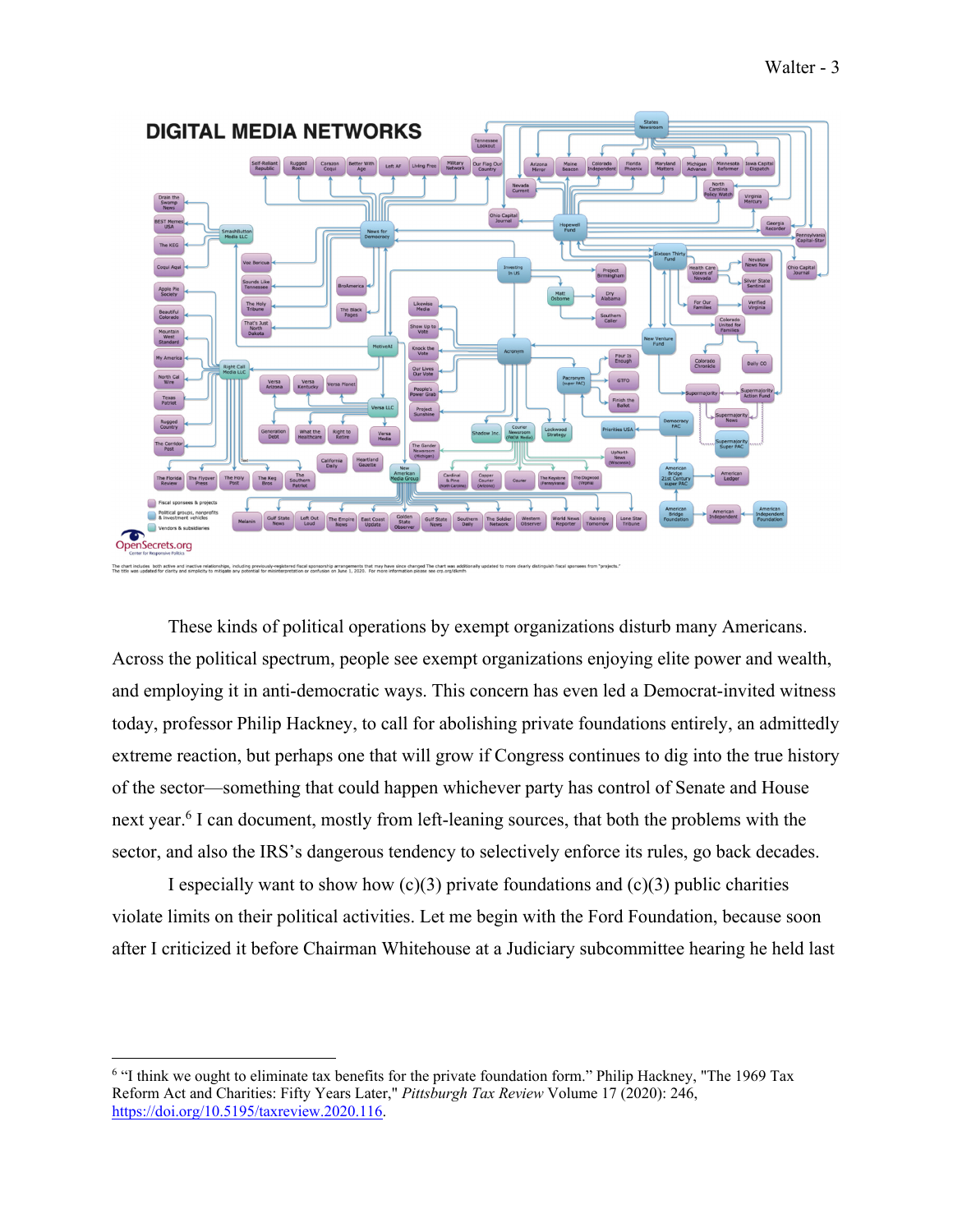These kinds of political operations by exempt organizations disturb many Americans. Across the political spectrum, people see exempt organizations enjoying elite power and wealth, and employing it in anti-democratic ways. This concern has even led a Democrat-invited witness today, professor Philip Hackney, to call for abolishing private foundations entirely, an admittedly extreme reaction, but perhaps one that will grow if Congress continues to dig into the true history of the sector—something that could happen whichever party has control of Senate and House next year.[6] I can document, mostly from left-leaning sources, that both the problems with the sector, and also the IRS's dangerous tendency to selectively enforce its rules, go back decades.

I especially want to show how (c)(3) private foundations and (c)(3) public charities violate limits on their political activities. Let me begin with the Ford Foundation, because soon after I criticized it before Chairman Whitehouse at a Judiciary subcommittee hearing he held last

---

[6] "I think we ought to eliminate tax benefits for the private foundation form." Philip Hackney, "The 1969 Tax Reform Act and Charities: Fifty Years Later," *Pittsburgh Tax Review* Volume 17 (2020): 246, https://doi.org/10.5195/taxreview.2020.116.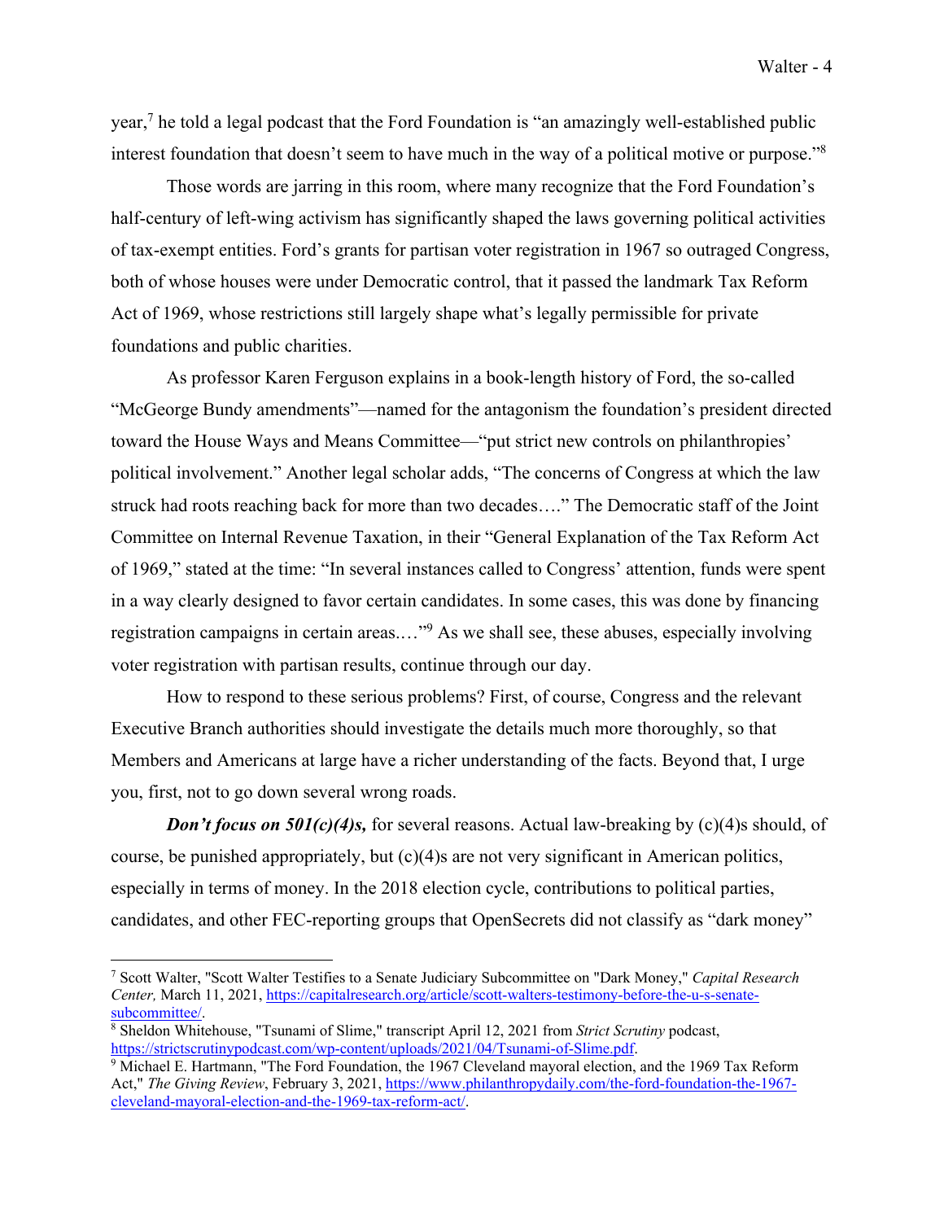year,[7] he told a legal podcast that the Ford Foundation is "an amazingly well-established public interest foundation that doesn't seem to have much in the way of a political motive or purpose."[8]

Those words are jarring in this room, where many recognize that the Ford Foundation's half-century of left-wing activism has significantly shaped the laws governing political activities of tax-exempt entities. Ford's grants for partisan voter registration in 1967 so outraged Congress, both of whose houses were under Democratic control, that it passed the landmark Tax Reform Act of 1969, whose restrictions still largely shape what's legally permissible for private foundations and public charities.

As professor Karen Ferguson explains in a book-length history of Ford, the so-called "McGeorge Bundy amendments"—named for the antagonism the foundation's president directed toward the House Ways and Means Committee—"put strict new controls on philanthropies' political involvement." Another legal scholar adds, "The concerns of Congress at which the law struck had roots reaching back for more than two decades…." The Democratic staff of the Joint Committee on Internal Revenue Taxation, in their "General Explanation of the Tax Reform Act of 1969," stated at the time: "In several instances called to Congress' attention, funds were spent in a way clearly designed to favor certain candidates. In some cases, this was done by financing registration campaigns in certain areas.…"[9] As we shall see, these abuses, especially involving voter registration with partisan results, continue through our day.

How to respond to these serious problems? First, of course, Congress and the relevant Executive Branch authorities should investigate the details much more thoroughly, so that Members and Americans at large have a richer understanding of the facts. Beyond that, I urge you, first, not to go down several wrong roads.

***Don't focus on 501(c)(4)s,*** for several reasons. Actual law-breaking by (c)(4)s should, of course, be punished appropriately, but (c)(4)s are not very significant in American politics, especially in terms of money. In the 2018 election cycle, contributions to political parties, candidates, and other FEC-reporting groups that OpenSecrets did not classify as "dark money"

---

[7] Scott Walter, "Scott Walter Testifies to a Senate Judiciary Subcommittee on "Dark Money," *Capital Research Center,* March 11, 2021, https://capitalresearch.org/article/scott-walters-testimony-before-the-u-s-senate-subcommittee/.

[8] Sheldon Whitehouse, "Tsunami of Slime," transcript April 12, 2021 from *Strict Scrutiny* podcast, https://strictscrutinypodcast.com/wp-content/uploads/2021/04/Tsunami-of-Slime.pdf.

[9] Michael E. Hartmann, "The Ford Foundation, the 1967 Cleveland mayoral election, and the 1969 Tax Reform Act," *The Giving Review*, February 3, 2021, https://www.philanthropydaily.com/the-ford-foundation-the-1967-cleveland-mayoral-election-and-the-1969-tax-reform-act/.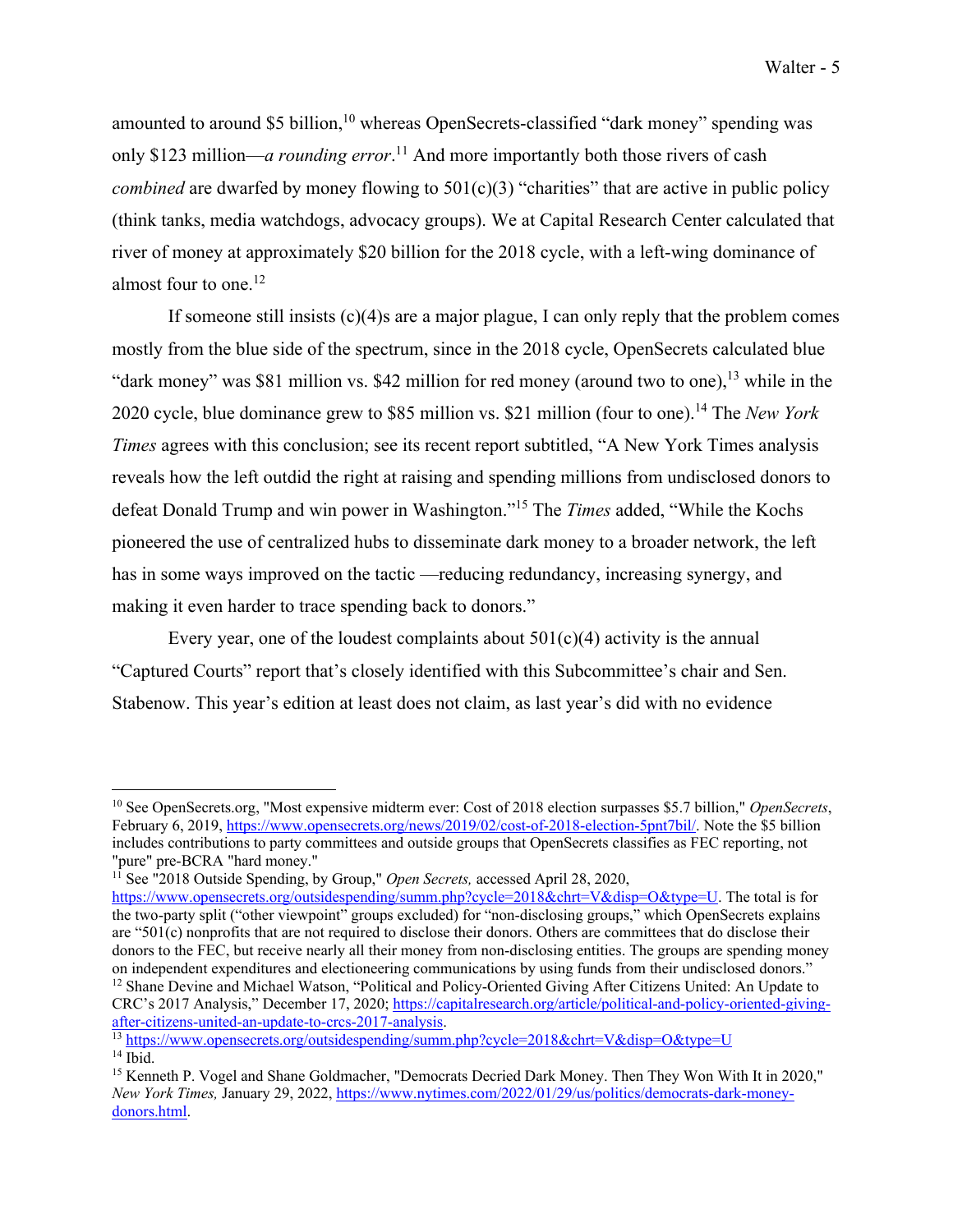amounted to around $5 billion,[10] whereas OpenSecrets-classified "dark money" spending was only $123 million—*a rounding error*.[11] And more importantly both those rivers of cash *combined* are dwarfed by money flowing to 501(c)(3) "charities" that are active in public policy (think tanks, media watchdogs, advocacy groups). We at Capital Research Center calculated that river of money at approximately $20 billion for the 2018 cycle, with a left-wing dominance of almost four to one.[12]

If someone still insists (c)(4)s are a major plague, I can only reply that the problem comes mostly from the blue side of the spectrum, since in the 2018 cycle, OpenSecrets calculated blue "dark money" was $81 million vs. $42 million for red money (around two to one),[13] while in the 2020 cycle, blue dominance grew to $85 million vs. $21 million (four to one).[14] The *New York Times* agrees with this conclusion; see its recent report subtitled, "A New York Times analysis reveals how the left outdid the right at raising and spending millions from undisclosed donors to defeat Donald Trump and win power in Washington."[15] The *Times* added, "While the Kochs pioneered the use of centralized hubs to disseminate dark money to a broader network, the left has in some ways improved on the tactic —reducing redundancy, increasing synergy, and making it even harder to trace spending back to donors."

Every year, one of the loudest complaints about 501(c)(4) activity is the annual "Captured Courts" report that's closely identified with this Subcommittee's chair and Sen. Stabenow. This year's edition at least does not claim, as last year's did with no evidence

---

[10] See OpenSecrets.org, "Most expensive midterm ever: Cost of 2018 election surpasses $5.7 billion," *OpenSecrets*, February 6, 2019, https://www.opensecrets.org/news/2019/02/cost-of-2018-election-5pnt7bil/. Note the $5 billion includes contributions to party committees and outside groups that OpenSecrets classifies as FEC reporting, not "pure" pre-BCRA "hard money."

[11] See "2018 Outside Spending, by Group," *Open Secrets,* accessed April 28, 2020, https://www.opensecrets.org/outsidespending/summ.php?cycle=2018&chrt=V&disp=O&type=U. The total is for the two-party split ("other viewpoint" groups excluded) for "non-disclosing groups," which OpenSecrets explains are "501(c) nonprofits that are not required to disclose their donors. Others are committees that do disclose their donors to the FEC, but receive nearly all their money from non-disclosing entities. The groups are spending money on independent expenditures and electioneering communications by using funds from their undisclosed donors."

[12] Shane Devine and Michael Watson, "Political and Policy-Oriented Giving After Citizens United: An Update to CRC's 2017 Analysis," December 17, 2020; https://capitalresearch.org/article/political-and-policy-oriented-giving-after-citizens-united-an-update-to-crcs-2017-analysis.

[13] https://www.opensecrets.org/outsidespending/summ.php?cycle=2018&chrt=V&disp=O&type=U

[14] Ibid.

[15] Kenneth P. Vogel and Shane Goldmacher, "Democrats Decried Dark Money. Then They Won With It in 2020," *New York Times,* January 29, 2022, https://www.nytimes.com/2022/01/29/us/politics/democrats-dark-money-donors.html.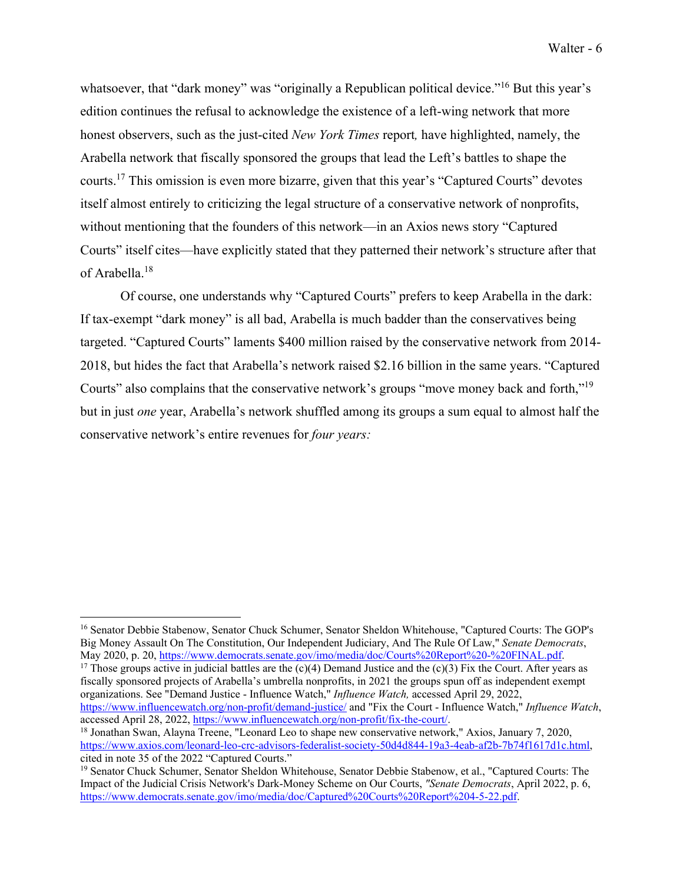whatsoever, that "dark money" was "originally a Republican political device."[16] But this year's edition continues the refusal to acknowledge the existence of a left-wing network that more honest observers, such as the just-cited *New York Times* report*,* have highlighted, namely, the Arabella network that fiscally sponsored the groups that lead the Left's battles to shape the courts.[17] This omission is even more bizarre, given that this year's "Captured Courts" devotes itself almost entirely to criticizing the legal structure of a conservative network of nonprofits, without mentioning that the founders of this network—in an Axios news story "Captured Courts" itself cites—have explicitly stated that they patterned their network's structure after that of Arabella.[18]

Of course, one understands why "Captured Courts" prefers to keep Arabella in the dark: If tax-exempt "dark money" is all bad, Arabella is much badder than the conservatives being targeted. "Captured Courts" laments $400 million raised by the conservative network from 2014-2018, but hides the fact that Arabella's network raised $2.16 billion in the same years. "Captured Courts" also complains that the conservative network's groups "move money back and forth,"[19] but in just *one* year, Arabella's network shuffled among its groups a sum equal to almost half the conservative network's entire revenues for *four years:*

---

[16] Senator Debbie Stabenow, Senator Chuck Schumer, Senator Sheldon Whitehouse, "Captured Courts: The GOP's Big Money Assault On The Constitution, Our Independent Judiciary, And The Rule Of Law," *Senate Democrats*, May 2020, p. 20, https://www.democrats.senate.gov/imo/media/doc/Courts%20Report%20-%20FINAL.pdf.

[17] Those groups active in judicial battles are the (c)(4) Demand Justice and the (c)(3) Fix the Court. After years as fiscally sponsored projects of Arabella's umbrella nonprofits, in 2021 the groups spun off as independent exempt organizations. See "Demand Justice - Influence Watch," *Influence Watch,* accessed April 29, 2022, https://www.influencewatch.org/non-profit/demand-justice/ and "Fix the Court - Influence Watch," *Influence Watch*, accessed April 28, 2022, https://www.influencewatch.org/non-profit/fix-the-court/.

[18] Jonathan Swan, Alayna Treene, "Leonard Leo to shape new conservative network," Axios, January 7, 2020, https://www.axios.com/leonard-leo-crc-advisors-federalist-society-50d4d844-19a3-4eab-af2b-7b74f1617d1c.html, cited in note 35 of the 2022 "Captured Courts."

[19] Senator Chuck Schumer, Senator Sheldon Whitehouse, Senator Debbie Stabenow, et al., "Captured Courts: The Impact of the Judicial Crisis Network's Dark-Money Scheme on Our Courts, *"Senate Democrats*, April 2022, p. 6, https://www.democrats.senate.gov/imo/media/doc/Captured%20Courts%20Report%204-5-22.pdf.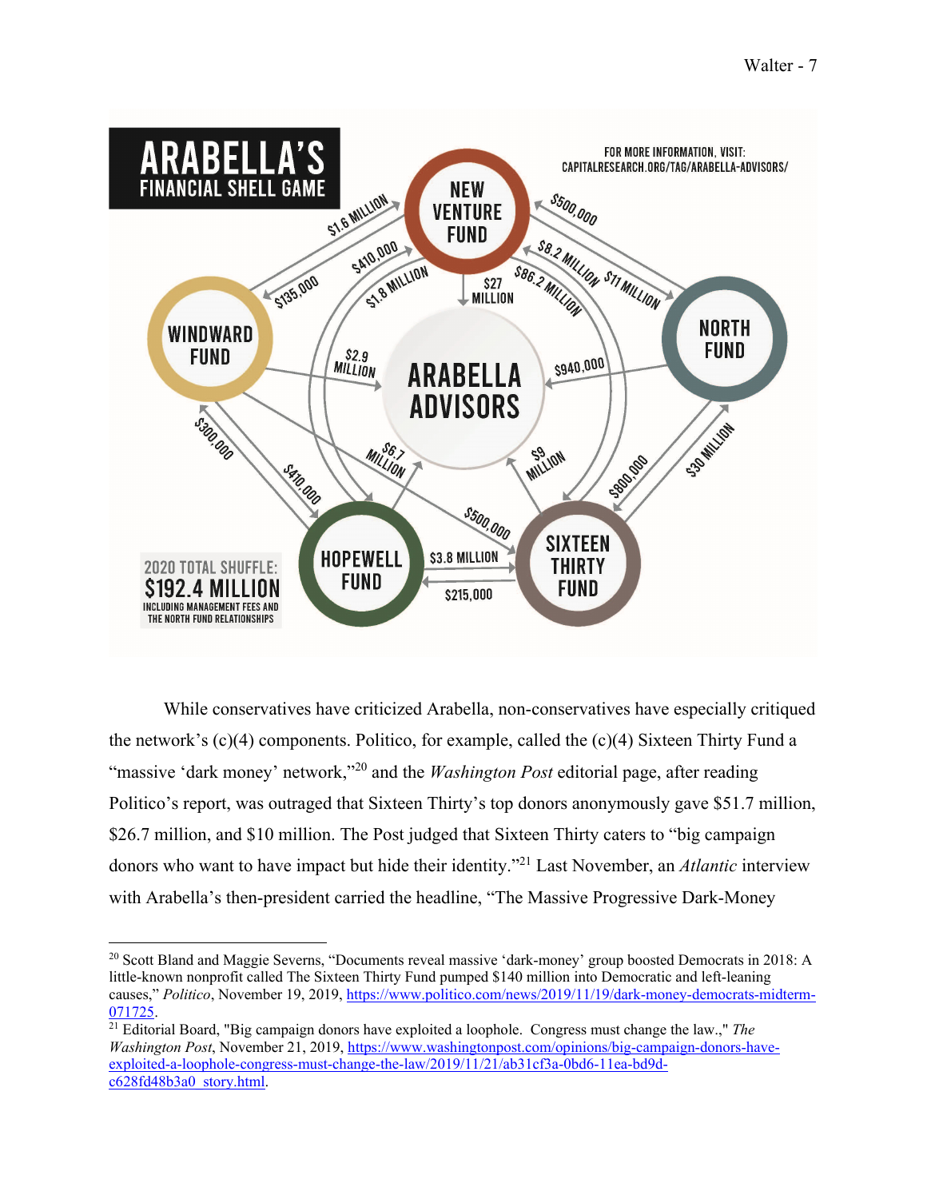While conservatives have criticized Arabella, non-conservatives have especially critiqued the network's (c)(4) components. Politico, for example, called the (c)(4) Sixteen Thirty Fund a "massive 'dark money' network,"[20] and the *Washington Post* editorial page, after reading Politico's report, was outraged that Sixteen Thirty's top donors anonymously gave $51.7 million, $26.7 million, and $10 million. The Post judged that Sixteen Thirty caters to "big campaign donors who want to have impact but hide their identity."[21] Last November, an *Atlantic* interview with Arabella's then-president carried the headline, "The Massive Progressive Dark-Money

---

[20] Scott Bland and Maggie Severns, "Documents reveal massive 'dark-money' group boosted Democrats in 2018: A little-known nonprofit called The Sixteen Thirty Fund pumped $140 million into Democratic and left-leaning causes," *Politico*, November 19, 2019, https://www.politico.com/news/2019/11/19/dark-money-democrats-midterm-071725.

[21] Editorial Board, "Big campaign donors have exploited a loophole. Congress must change the law.," *The Washington Post*, November 21, 2019, https://www.washingtonpost.com/opinions/big-campaign-donors-have-exploited-a-loophole-congress-must-change-the-law/2019/11/21/ab31cf3a-0bd6-11ea-bd9d-c628fd48b3a0_story.html.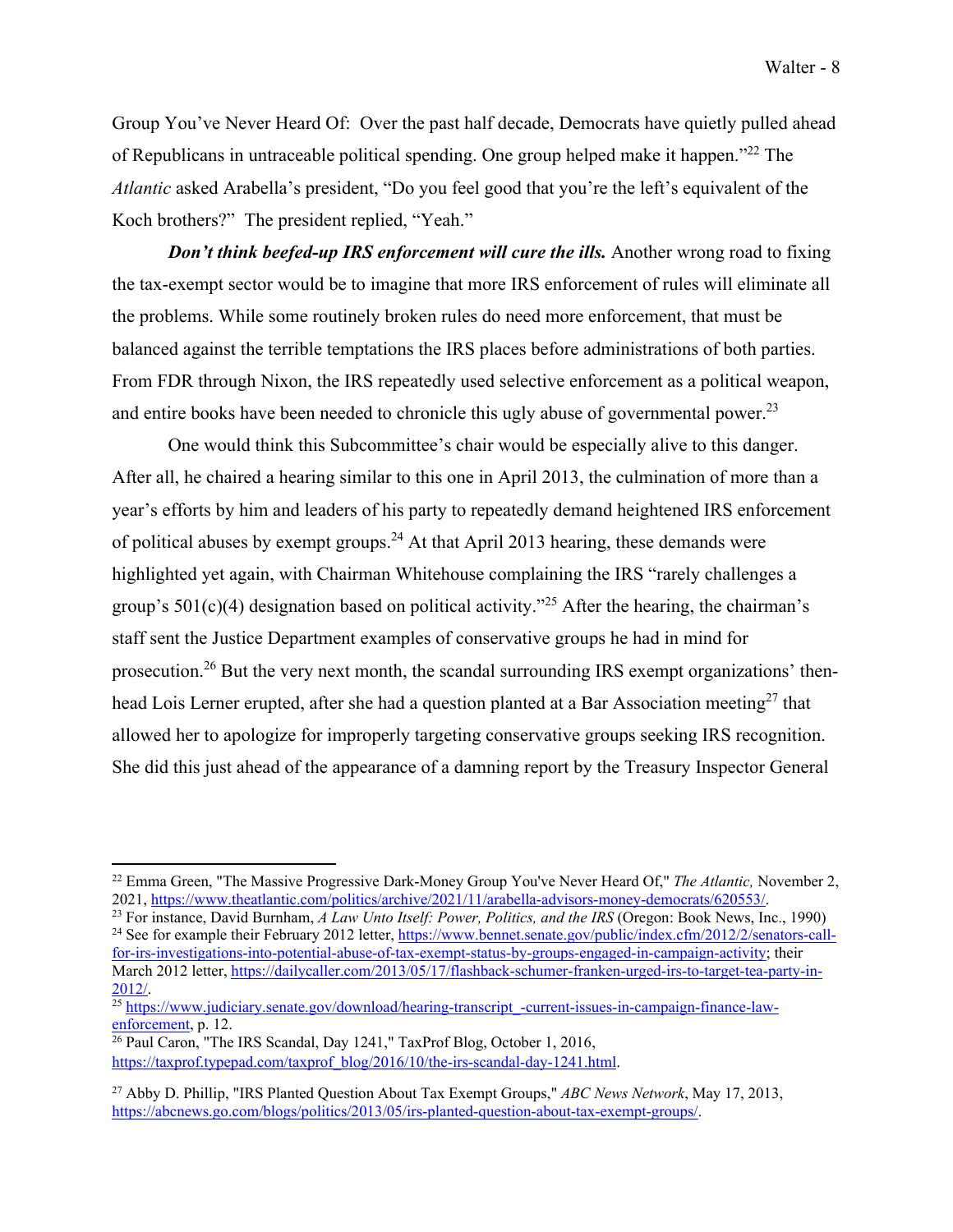Group You've Never Heard Of: Over the past half decade, Democrats have quietly pulled ahead of Republicans in untraceable political spending. One group helped make it happen."[22] The *Atlantic* asked Arabella's president, "Do you feel good that you're the left's equivalent of the Koch brothers?" The president replied, "Yeah."

***Don't think beefed-up IRS enforcement will cure the ills.*** Another wrong road to fixing the tax-exempt sector would be to imagine that more IRS enforcement of rules will eliminate all the problems. While some routinely broken rules do need more enforcement, that must be balanced against the terrible temptations the IRS places before administrations of both parties. From FDR through Nixon, the IRS repeatedly used selective enforcement as a political weapon, and entire books have been needed to chronicle this ugly abuse of governmental power.[23]

One would think this Subcommittee's chair would be especially alive to this danger. After all, he chaired a hearing similar to this one in April 2013, the culmination of more than a year's efforts by him and leaders of his party to repeatedly demand heightened IRS enforcement of political abuses by exempt groups.[24] At that April 2013 hearing, these demands were highlighted yet again, with Chairman Whitehouse complaining the IRS "rarely challenges a group's 501(c)(4) designation based on political activity."[25] After the hearing, the chairman's staff sent the Justice Department examples of conservative groups he had in mind for prosecution.[26] But the very next month, the scandal surrounding IRS exempt organizations' then-head Lois Lerner erupted, after she had a question planted at a Bar Association meeting[27] that allowed her to apologize for improperly targeting conservative groups seeking IRS recognition. She did this just ahead of the appearance of a damning report by the Treasury Inspector General

---

[22] Emma Green, "The Massive Progressive Dark-Money Group You've Never Heard Of," *The Atlantic,* November 2, 2021, https://www.theatlantic.com/politics/archive/2021/11/arabella-advisors-money-democrats/620553/.

[23] For instance, David Burnham, *A Law Unto Itself: Power, Politics, and the IRS* (Oregon: Book News, Inc., 1990)

[24] See for example their February 2012 letter, https://www.bennet.senate.gov/public/index.cfm/2012/2/senators-call-for-irs-investigations-into-potential-abuse-of-tax-exempt-status-by-groups-engaged-in-campaign-activity; their March 2012 letter, https://dailycaller.com/2013/05/17/flashback-schumer-franken-urged-irs-to-target-tea-party-in-2012/.

[25] https://www.judiciary.senate.gov/download/hearing-transcript_-current-issues-in-campaign-finance-law-enforcement, p. 12.

[26] Paul Caron, "The IRS Scandal, Day 1241," TaxProf Blog, October 1, 2016, https://taxprof.typepad.com/taxprof_blog/2016/10/the-irs-scandal-day-1241.html.

[27] Abby D. Phillip, "IRS Planted Question About Tax Exempt Groups," *ABC News Network*, May 17, 2013, https://abcnews.go.com/blogs/politics/2013/05/irs-planted-question-about-tax-exempt-groups/.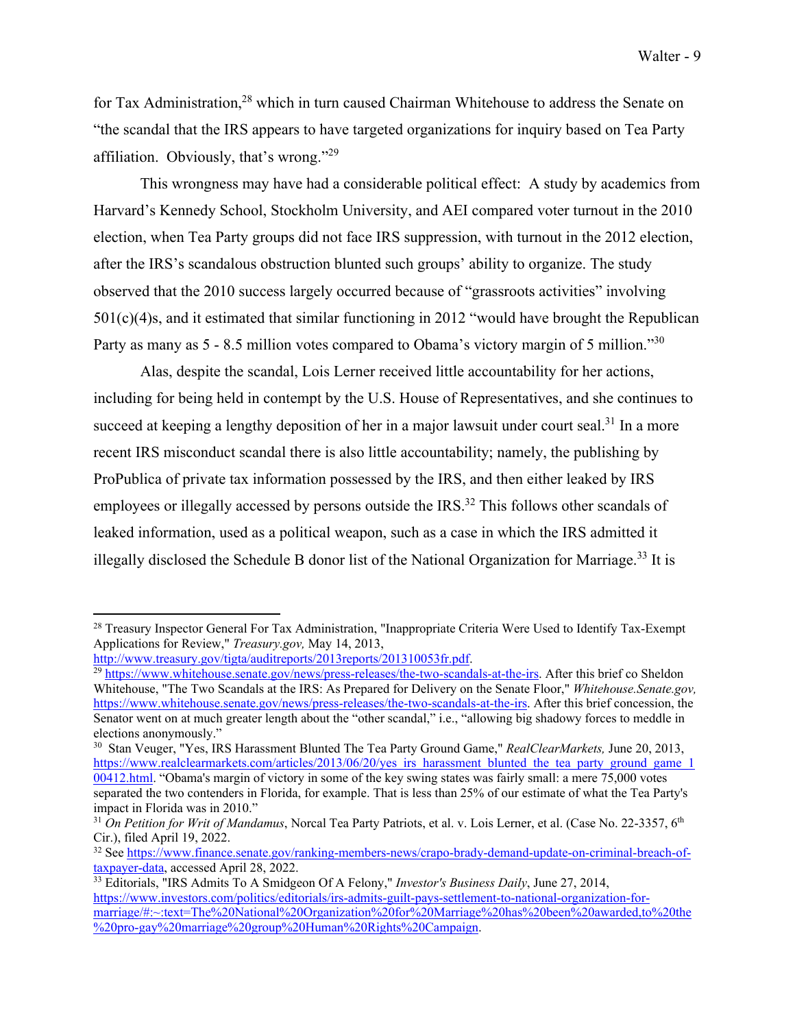for Tax Administration,[28] which in turn caused Chairman Whitehouse to address the Senate on "the scandal that the IRS appears to have targeted organizations for inquiry based on Tea Party affiliation. Obviously, that's wrong."[29]

This wrongness may have had a considerable political effect: A study by academics from Harvard's Kennedy School, Stockholm University, and AEI compared voter turnout in the 2010 election, when Tea Party groups did not face IRS suppression, with turnout in the 2012 election, after the IRS's scandalous obstruction blunted such groups' ability to organize. The study observed that the 2010 success largely occurred because of "grassroots activities" involving 501(c)(4)s, and it estimated that similar functioning in 2012 "would have brought the Republican Party as many as 5 - 8.5 million votes compared to Obama's victory margin of 5 million."[30]

Alas, despite the scandal, Lois Lerner received little accountability for her actions, including for being held in contempt by the U.S. House of Representatives, and she continues to succeed at keeping a lengthy deposition of her in a major lawsuit under court seal.[31] In a more recent IRS misconduct scandal there is also little accountability; namely, the publishing by ProPublica of private tax information possessed by the IRS, and then either leaked by IRS employees or illegally accessed by persons outside the IRS.[32] This follows other scandals of leaked information, used as a political weapon, such as a case in which the IRS admitted it illegally disclosed the Schedule B donor list of the National Organization for Marriage.[33] It is

---

[28] Treasury Inspector General For Tax Administration, "Inappropriate Criteria Were Used to Identify Tax-Exempt Applications for Review," *Treasury.gov,* May 14, 2013, http://www.treasury.gov/tigta/auditreports/2013reports/201310053fr.pdf.

[29] https://www.whitehouse.senate.gov/news/press-releases/the-two-scandals-at-the-irs. After this brief co Sheldon Whitehouse, "The Two Scandals at the IRS: As Prepared for Delivery on the Senate Floor," *Whitehouse.Senate.gov,* https://www.whitehouse.senate.gov/news/press-releases/the-two-scandals-at-the-irs. After this brief concession, the Senator went on at much greater length about the "other scandal," i.e., "allowing big shadowy forces to meddle in elections anonymously."

[30] Stan Veuger, "Yes, IRS Harassment Blunted The Tea Party Ground Game," *RealClearMarkets,* June 20, 2013, https://www.realclearmarkets.com/articles/2013/06/20/yes_irs_harassment_blunted_the_tea_party_ground_game_100412.html. "Obama's margin of victory in some of the key swing states was fairly small: a mere 75,000 votes separated the two contenders in Florida, for example. That is less than 25% of our estimate of what the Tea Party's impact in Florida was in 2010."

[31] *On Petition for Writ of Mandamus*, Norcal Tea Party Patriots, et al. v. Lois Lerner, et al. (Case No. 22-3357, 6th Cir.), filed April 19, 2022.

[32] See https://www.finance.senate.gov/ranking-members-news/crapo-brady-demand-update-on-criminal-breach-of-taxpayer-data, accessed April 28, 2022.

[33] Editorials, "IRS Admits To A Smidgeon Of A Felony," *Investor's Business Daily*, June 27, 2014, https://www.investors.com/politics/editorials/irs-admits-guilt-pays-settlement-to-national-organization-for-marriage/#:~:text=The%20National%20Organization%20for%20Marriage%20has%20been%20awarded,to%20the%20pro-gay%20marriage%20group%20Human%20Rights%20Campaign.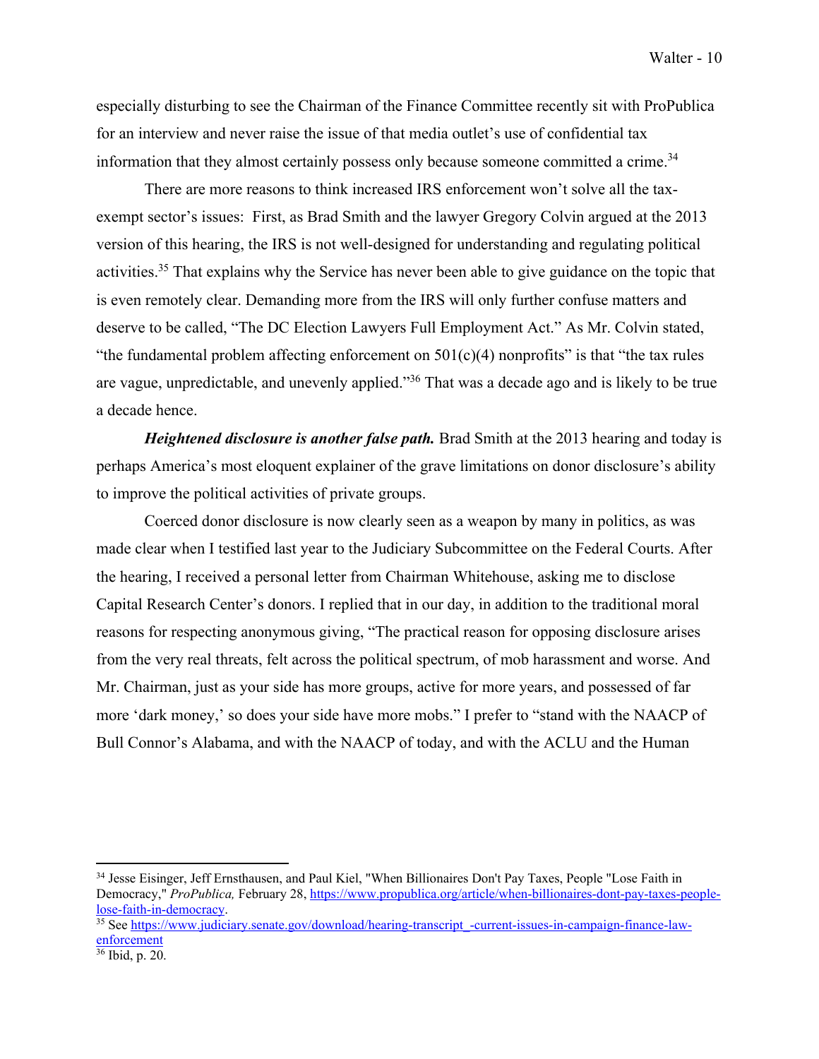especially disturbing to see the Chairman of the Finance Committee recently sit with ProPublica for an interview and never raise the issue of that media outlet's use of confidential tax information that they almost certainly possess only because someone committed a crime.[34]

There are more reasons to think increased IRS enforcement won't solve all the tax-exempt sector's issues: First, as Brad Smith and the lawyer Gregory Colvin argued at the 2013 version of this hearing, the IRS is not well-designed for understanding and regulating political activities.[35] That explains why the Service has never been able to give guidance on the topic that is even remotely clear. Demanding more from the IRS will only further confuse matters and deserve to be called, "The DC Election Lawyers Full Employment Act." As Mr. Colvin stated, "the fundamental problem affecting enforcement on 501(c)(4) nonprofits" is that "the tax rules are vague, unpredictable, and unevenly applied."[36] That was a decade ago and is likely to be true a decade hence.

***Heightened disclosure is another false path.*** Brad Smith at the 2013 hearing and today is perhaps America's most eloquent explainer of the grave limitations on donor disclosure's ability to improve the political activities of private groups.

Coerced donor disclosure is now clearly seen as a weapon by many in politics, as was made clear when I testified last year to the Judiciary Subcommittee on the Federal Courts. After the hearing, I received a personal letter from Chairman Whitehouse, asking me to disclose Capital Research Center's donors. I replied that in our day, in addition to the traditional moral reasons for respecting anonymous giving, "The practical reason for opposing disclosure arises from the very real threats, felt across the political spectrum, of mob harassment and worse. And Mr. Chairman, just as your side has more groups, active for more years, and possessed of far more 'dark money,' so does your side have more mobs." I prefer to "stand with the NAACP of Bull Connor's Alabama, and with the NAACP of today, and with the ACLU and the Human

---

[34] Jesse Eisinger, Jeff Ernsthausen, and Paul Kiel, "When Billionaires Don't Pay Taxes, People "Lose Faith in Democracy," *ProPublica,* February 28, https://www.propublica.org/article/when-billionaires-dont-pay-taxes-people-lose-faith-in-democracy.

[35] See https://www.judiciary.senate.gov/download/hearing-transcript_-current-issues-in-campaign-finance-law-enforcement

[36] Ibid, p. 20.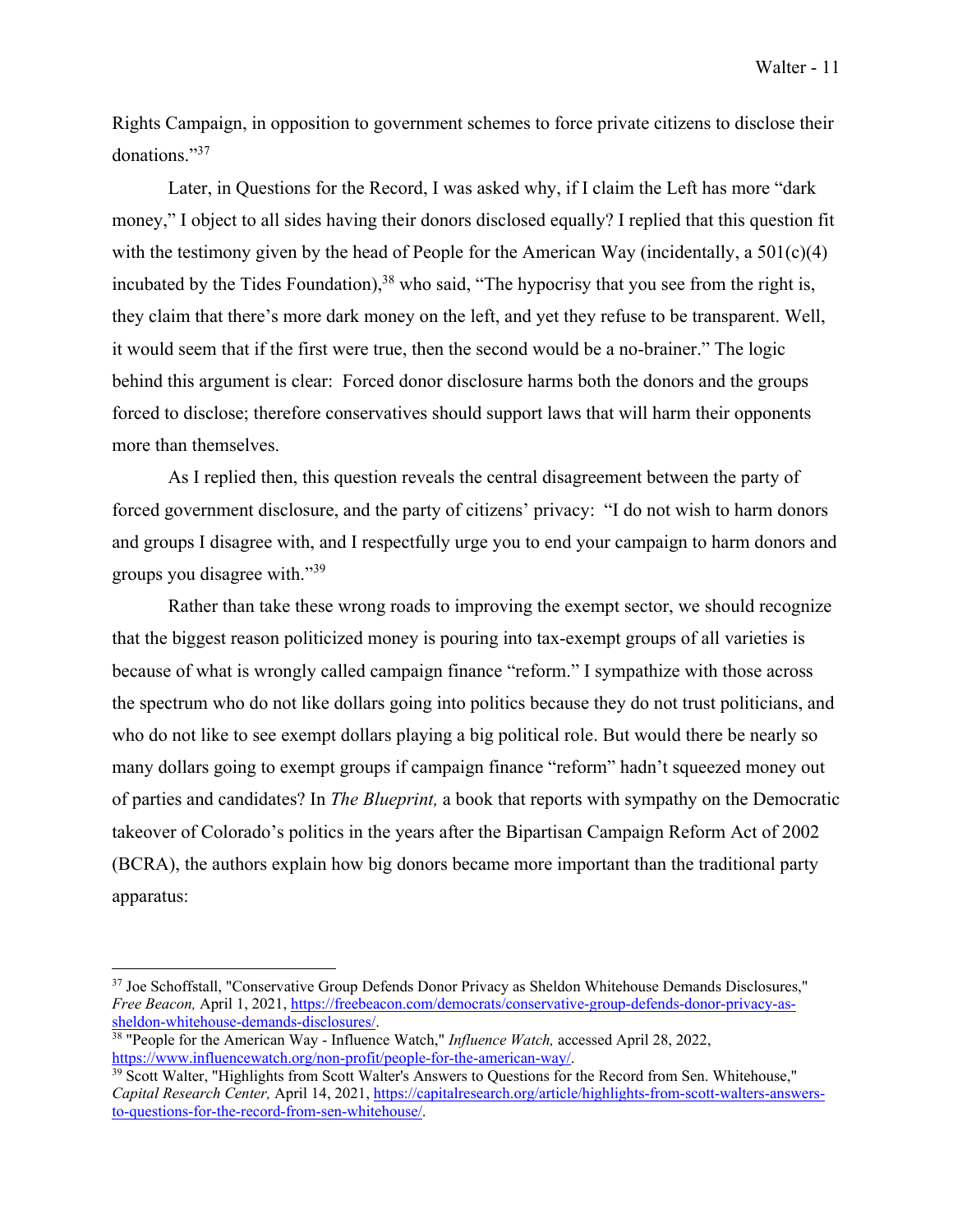Rights Campaign, in opposition to government schemes to force private citizens to disclose their donations."[37]

Later, in Questions for the Record, I was asked why, if I claim the Left has more "dark money," I object to all sides having their donors disclosed equally? I replied that this question fit with the testimony given by the head of People for the American Way (incidentally, a 501(c)(4) incubated by the Tides Foundation),[38] who said, "The hypocrisy that you see from the right is, they claim that there's more dark money on the left, and yet they refuse to be transparent. Well, it would seem that if the first were true, then the second would be a no-brainer." The logic behind this argument is clear: Forced donor disclosure harms both the donors and the groups forced to disclose; therefore conservatives should support laws that will harm their opponents more than themselves.

As I replied then, this question reveals the central disagreement between the party of forced government disclosure, and the party of citizens' privacy: "I do not wish to harm donors and groups I disagree with, and I respectfully urge you to end your campaign to harm donors and groups you disagree with."[39]

Rather than take these wrong roads to improving the exempt sector, we should recognize that the biggest reason politicized money is pouring into tax-exempt groups of all varieties is because of what is wrongly called campaign finance "reform." I sympathize with those across the spectrum who do not like dollars going into politics because they do not trust politicians, and who do not like to see exempt dollars playing a big political role. But would there be nearly so many dollars going to exempt groups if campaign finance "reform" hadn't squeezed money out of parties and candidates? In *The Blueprint,* a book that reports with sympathy on the Democratic takeover of Colorado's politics in the years after the Bipartisan Campaign Reform Act of 2002 (BCRA), the authors explain how big donors became more important than the traditional party apparatus:

---

[37] Joe Schoffstall, "Conservative Group Defends Donor Privacy as Sheldon Whitehouse Demands Disclosures," *Free Beacon,* April 1, 2021, https://freebeacon.com/democrats/conservative-group-defends-donor-privacy-as-sheldon-whitehouse-demands-disclosures/.

[38] "People for the American Way - Influence Watch," *Influence Watch,* accessed April 28, 2022, https://www.influencewatch.org/non-profit/people-for-the-american-way/.

[39] Scott Walter, "Highlights from Scott Walter's Answers to Questions for the Record from Sen. Whitehouse," *Capital Research Center,* April 14, 2021, https://capitalresearch.org/article/highlights-from-scott-walters-answers-to-questions-for-the-record-from-sen-whitehouse/.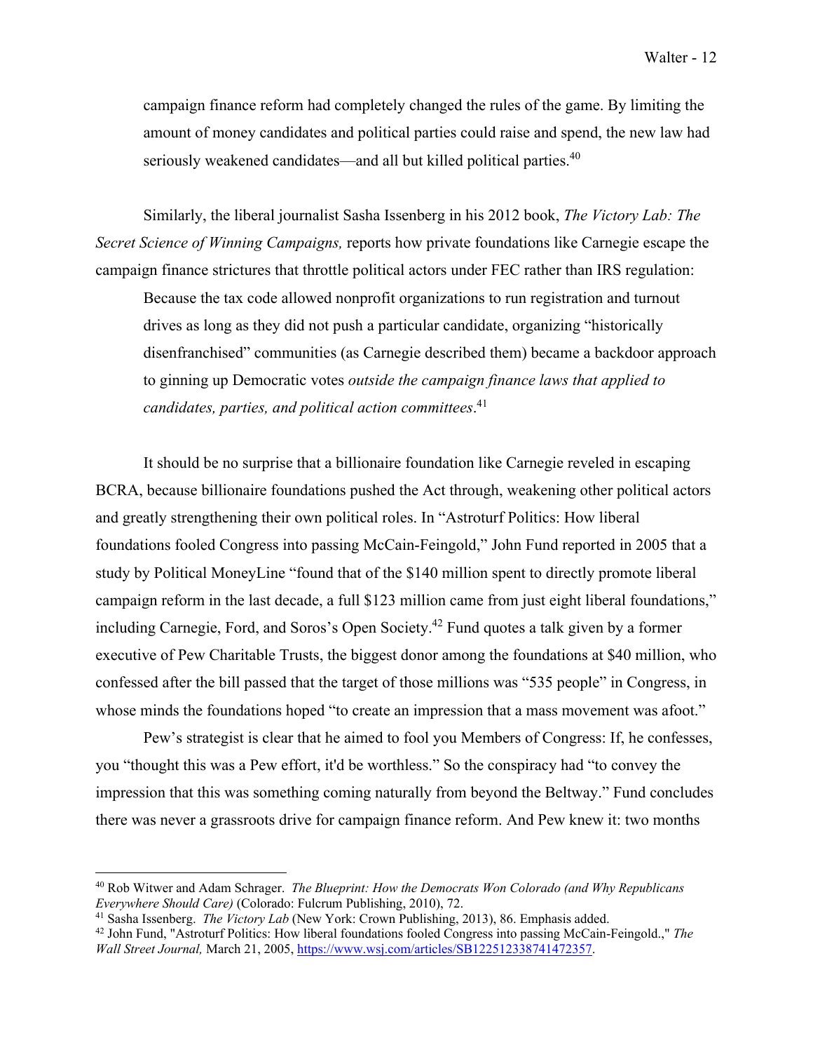> campaign finance reform had completely changed the rules of the game. By limiting the amount of money candidates and political parties could raise and spend, the new law had seriously weakened candidates—and all but killed political parties.[40]

Similarly, the liberal journalist Sasha Issenberg in his 2012 book, *The Victory Lab: The Secret Science of Winning Campaigns,* reports how private foundations like Carnegie escape the campaign finance strictures that throttle political actors under FEC rather than IRS regulation:

> Because the tax code allowed nonprofit organizations to run registration and turnout drives as long as they did not push a particular candidate, organizing "historically disenfranchised" communities (as Carnegie described them) became a backdoor approach to ginning up Democratic votes *outside the campaign finance laws that applied to candidates, parties, and political action committees*.[41]

It should be no surprise that a billionaire foundation like Carnegie reveled in escaping BCRA, because billionaire foundations pushed the Act through, weakening other political actors and greatly strengthening their own political roles. In "Astroturf Politics: How liberal foundations fooled Congress into passing McCain-Feingold," John Fund reported in 2005 that a study by Political MoneyLine "found that of the $140 million spent to directly promote liberal campaign reform in the last decade, a full $123 million came from just eight liberal foundations," including Carnegie, Ford, and Soros's Open Society.[42] Fund quotes a talk given by a former executive of Pew Charitable Trusts, the biggest donor among the foundations at $40 million, who confessed after the bill passed that the target of those millions was "535 people" in Congress, in whose minds the foundations hoped "to create an impression that a mass movement was afoot."

Pew's strategist is clear that he aimed to fool you Members of Congress: If, he confesses, you "thought this was a Pew effort, it'd be worthless." So the conspiracy had "to convey the impression that this was something coming naturally from beyond the Beltway." Fund concludes there was never a grassroots drive for campaign finance reform. And Pew knew it: two months

---

[40] Rob Witwer and Adam Schrager. *The Blueprint: How the Democrats Won Colorado (and Why Republicans Everywhere Should Care)* (Colorado: Fulcrum Publishing, 2010), 72.

[41] Sasha Issenberg. *The Victory Lab* (New York: Crown Publishing, 2013), 86. Emphasis added.

[42] John Fund, "Astroturf Politics: How liberal foundations fooled Congress into passing McCain-Feingold.," *The Wall Street Journal,* March 21, 2005, https://www.wsj.com/articles/SB122512338741472357.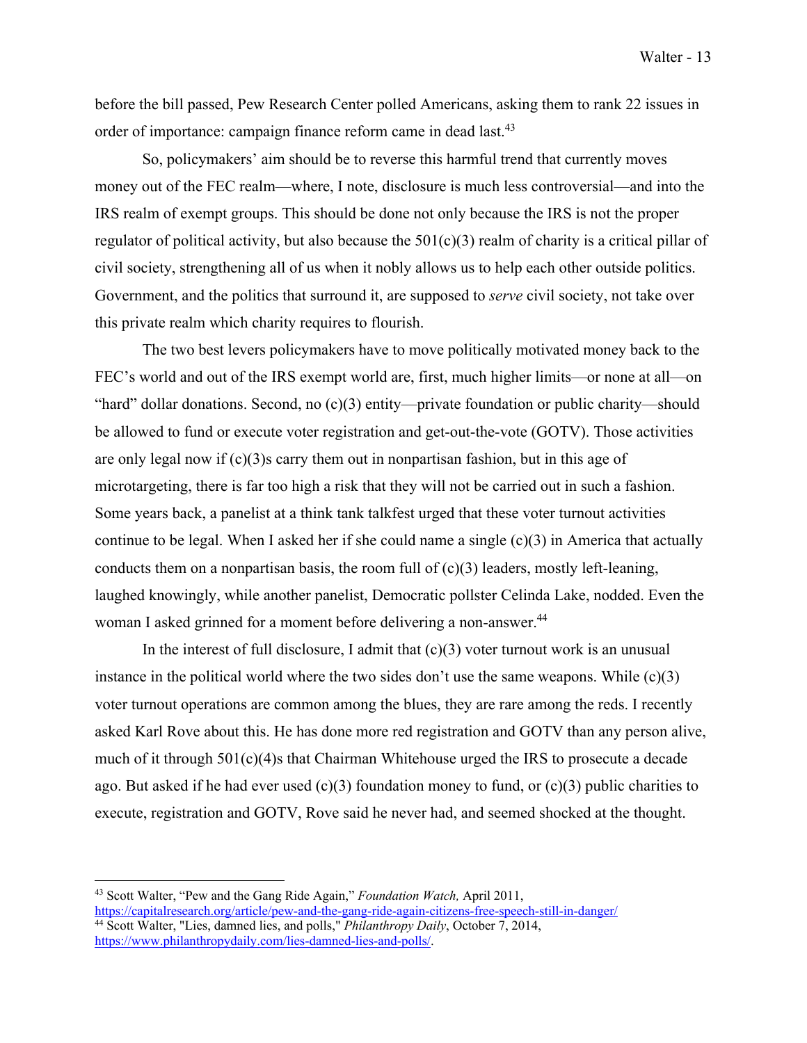before the bill passed, Pew Research Center polled Americans, asking them to rank 22 issues in order of importance: campaign finance reform came in dead last.[43]

So, policymakers' aim should be to reverse this harmful trend that currently moves money out of the FEC realm—where, I note, disclosure is much less controversial—and into the IRS realm of exempt groups. This should be done not only because the IRS is not the proper regulator of political activity, but also because the 501(c)(3) realm of charity is a critical pillar of civil society, strengthening all of us when it nobly allows us to help each other outside politics. Government, and the politics that surround it, are supposed to *serve* civil society, not take over this private realm which charity requires to flourish.

The two best levers policymakers have to move politically motivated money back to the FEC's world and out of the IRS exempt world are, first, much higher limits—or none at all—on "hard" dollar donations. Second, no (c)(3) entity—private foundation or public charity—should be allowed to fund or execute voter registration and get-out-the-vote (GOTV). Those activities are only legal now if (c)(3)s carry them out in nonpartisan fashion, but in this age of microtargeting, there is far too high a risk that they will not be carried out in such a fashion. Some years back, a panelist at a think tank talkfest urged that these voter turnout activities continue to be legal. When I asked her if she could name a single (c)(3) in America that actually conducts them on a nonpartisan basis, the room full of (c)(3) leaders, mostly left-leaning, laughed knowingly, while another panelist, Democratic pollster Celinda Lake, nodded. Even the woman I asked grinned for a moment before delivering a non-answer.[44]

In the interest of full disclosure, I admit that (c)(3) voter turnout work is an unusual instance in the political world where the two sides don't use the same weapons. While (c)(3) voter turnout operations are common among the blues, they are rare among the reds. I recently asked Karl Rove about this. He has done more red registration and GOTV than any person alive, much of it through 501(c)(4)s that Chairman Whitehouse urged the IRS to prosecute a decade ago. But asked if he had ever used (c)(3) foundation money to fund, or (c)(3) public charities to execute, registration and GOTV, Rove said he never had, and seemed shocked at the thought.

---

[43] Scott Walter, "Pew and the Gang Ride Again," *Foundation Watch,* April 2011, https://capitalresearch.org/article/pew-and-the-gang-ride-again-citizens-free-speech-still-in-danger/

[44] Scott Walter, "Lies, damned lies, and polls," *Philanthropy Daily*, October 7, 2014, https://www.philanthropydaily.com/lies-damned-lies-and-polls/.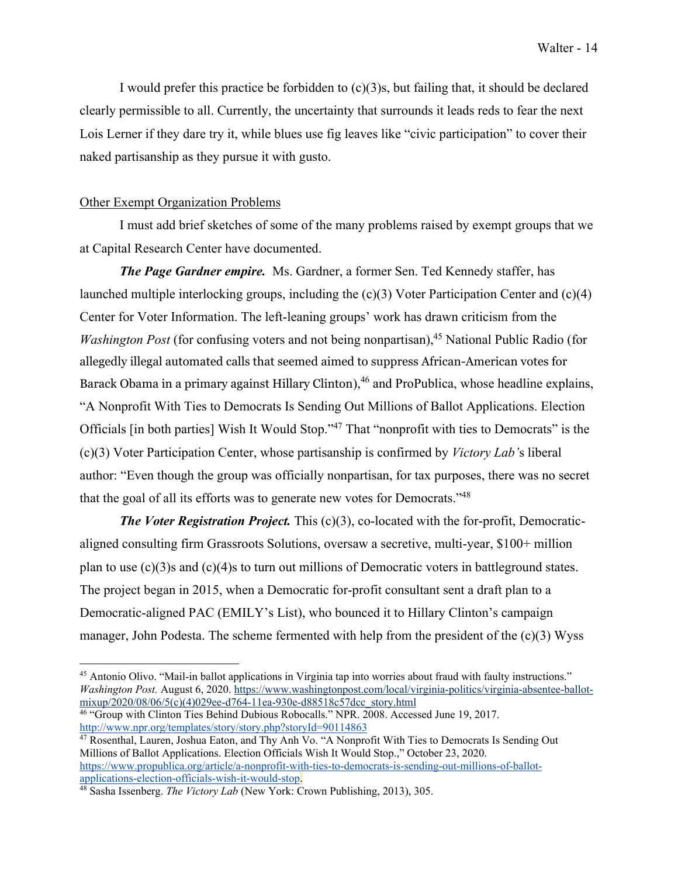I would prefer this practice be forbidden to (c)(3)s, but failing that, it should be declared clearly permissible to all. Currently, the uncertainty that surrounds it leads reds to fear the next Lois Lerner if they dare try it, while blues use fig leaves like "civic participation" to cover their naked partisanship as they pursue it with gusto.

## Other Exempt Organization Problems

I must add brief sketches of some of the many problems raised by exempt groups that we at Capital Research Center have documented.

***The Page Gardner empire.*** Ms. Gardner, a former Sen. Ted Kennedy staffer, has launched multiple interlocking groups, including the (c)(3) Voter Participation Center and (c)(4) Center for Voter Information. The left-leaning groups' work has drawn criticism from the *Washington Post* (for confusing voters and not being nonpartisan),[45] National Public Radio (for allegedly illegal automated calls that seemed aimed to suppress African-American votes for Barack Obama in a primary against Hillary Clinton),[46] and ProPublica, whose headline explains, "A Nonprofit With Ties to Democrats Is Sending Out Millions of Ballot Applications. Election Officials [in both parties] Wish It Would Stop."[47] That "nonprofit with ties to Democrats" is the (c)(3) Voter Participation Center, whose partisanship is confirmed by *Victory Lab'*s liberal author: "Even though the group was officially nonpartisan, for tax purposes, there was no secret that the goal of all its efforts was to generate new votes for Democrats."[48]

***The Voter Registration Project.*** This (c)(3), co-located with the for-profit, Democratic-aligned consulting firm Grassroots Solutions, oversaw a secretive, multi-year, $100+ million plan to use (c)(3)s and (c)(4)s to turn out millions of Democratic voters in battleground states. The project began in 2015, when a Democratic for-profit consultant sent a draft plan to a Democratic-aligned PAC (EMILY's List), who bounced it to Hillary Clinton's campaign manager, John Podesta. The scheme fermented with help from the president of the (c)(3) Wyss

---

[45] Antonio Olivo. "Mail-in ballot applications in Virginia tap into worries about fraud with faulty instructions." *Washington Post.* August 6, 2020. https://www.washingtonpost.com/local/virginia-politics/virginia-absentee-ballot-mixup/2020/08/06/5(c)(4)029ee-d764-11ea-930e-d88518c57dcc_story.html

[46] "Group with Clinton Ties Behind Dubious Robocalls." NPR. 2008. Accessed June 19, 2017. http://www.npr.org/templates/story/story.php?storyId=90114863

[47] Rosenthal, Lauren, Joshua Eaton, and Thy Anh Vo. "A Nonprofit With Ties to Democrats Is Sending Out Millions of Ballot Applications. Election Officials Wish It Would Stop.," October 23, 2020. https://www.propublica.org/article/a-nonprofit-with-ties-to-democrats-is-sending-out-millions-of-ballot-applications-election-officials-wish-it-would-stop.

[48] Sasha Issenberg. *The Victory Lab* (New York: Crown Publishing, 2013), 305.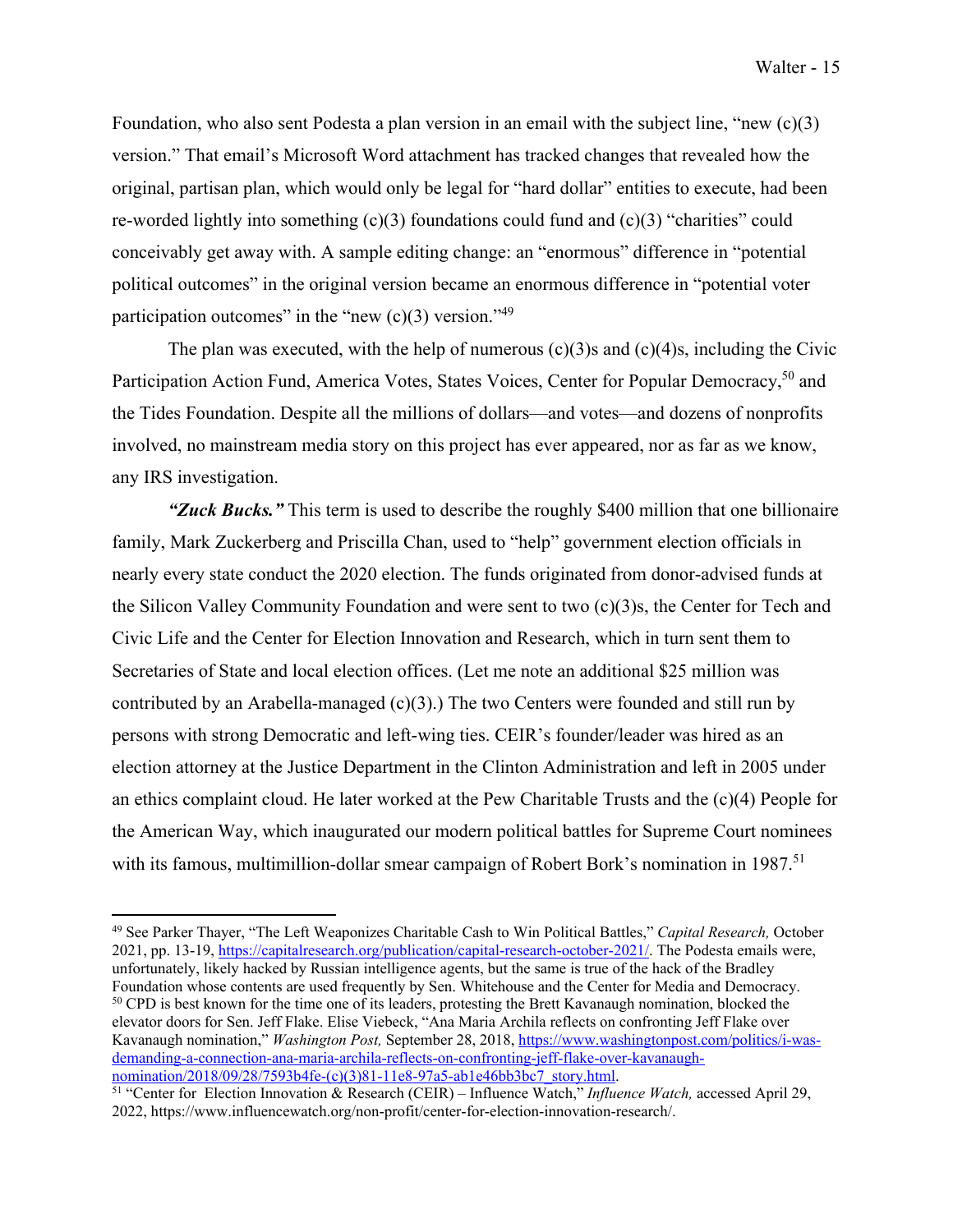Foundation, who also sent Podesta a plan version in an email with the subject line, "new (c)(3) version." That email's Microsoft Word attachment has tracked changes that revealed how the original, partisan plan, which would only be legal for "hard dollar" entities to execute, had been re-worded lightly into something (c)(3) foundations could fund and (c)(3) "charities" could conceivably get away with. A sample editing change: an "enormous" difference in "potential political outcomes" in the original version became an enormous difference in "potential voter participation outcomes" in the "new (c)(3) version."[49]

The plan was executed, with the help of numerous (c)(3)s and (c)(4)s, including the Civic Participation Action Fund, America Votes, States Voices, Center for Popular Democracy,[50] and the Tides Foundation. Despite all the millions of dollars—and votes—and dozens of nonprofits involved, no mainstream media story on this project has ever appeared, nor as far as we know, any IRS investigation.

***"Zuck Bucks."*** This term is used to describe the roughly $400 million that one billionaire family, Mark Zuckerberg and Priscilla Chan, used to "help" government election officials in nearly every state conduct the 2020 election. The funds originated from donor-advised funds at the Silicon Valley Community Foundation and were sent to two (c)(3)s, the Center for Tech and Civic Life and the Center for Election Innovation and Research, which in turn sent them to Secretaries of State and local election offices. (Let me note an additional $25 million was contributed by an Arabella-managed (c)(3).) The two Centers were founded and still run by persons with strong Democratic and left-wing ties. CEIR's founder/leader was hired as an election attorney at the Justice Department in the Clinton Administration and left in 2005 under an ethics complaint cloud. He later worked at the Pew Charitable Trusts and the (c)(4) People for the American Way, which inaugurated our modern political battles for Supreme Court nominees with its famous, multimillion-dollar smear campaign of Robert Bork's nomination in 1987.[51]

---

[49] See Parker Thayer, "The Left Weaponizes Charitable Cash to Win Political Battles," *Capital Research,* October 2021, pp. 13-19, https://capitalresearch.org/publication/capital-research-october-2021/. The Podesta emails were, unfortunately, likely hacked by Russian intelligence agents, but the same is true of the hack of the Bradley Foundation whose contents are used frequently by Sen. Whitehouse and the Center for Media and Democracy.

[50] CPD is best known for the time one of its leaders, protesting the Brett Kavanaugh nomination, blocked the elevator doors for Sen. Jeff Flake. Elise Viebeck, "Ana Maria Archila reflects on confronting Jeff Flake over Kavanaugh nomination," *Washington Post,* September 28, 2018, https://www.washingtonpost.com/politics/i-was-demanding-a-connection-ana-maria-archila-reflects-on-confronting-jeff-flake-over-kavanaugh-nomination/2018/09/28/7593b4fe-(c)(3)81-11e8-97a5-ab1e46bb3bc7_story.html.

[51] "Center for Election Innovation & Research (CEIR) – Influence Watch," *Influence Watch,* accessed April 29, 2022, https://www.influencewatch.org/non-profit/center-for-election-innovation-research/.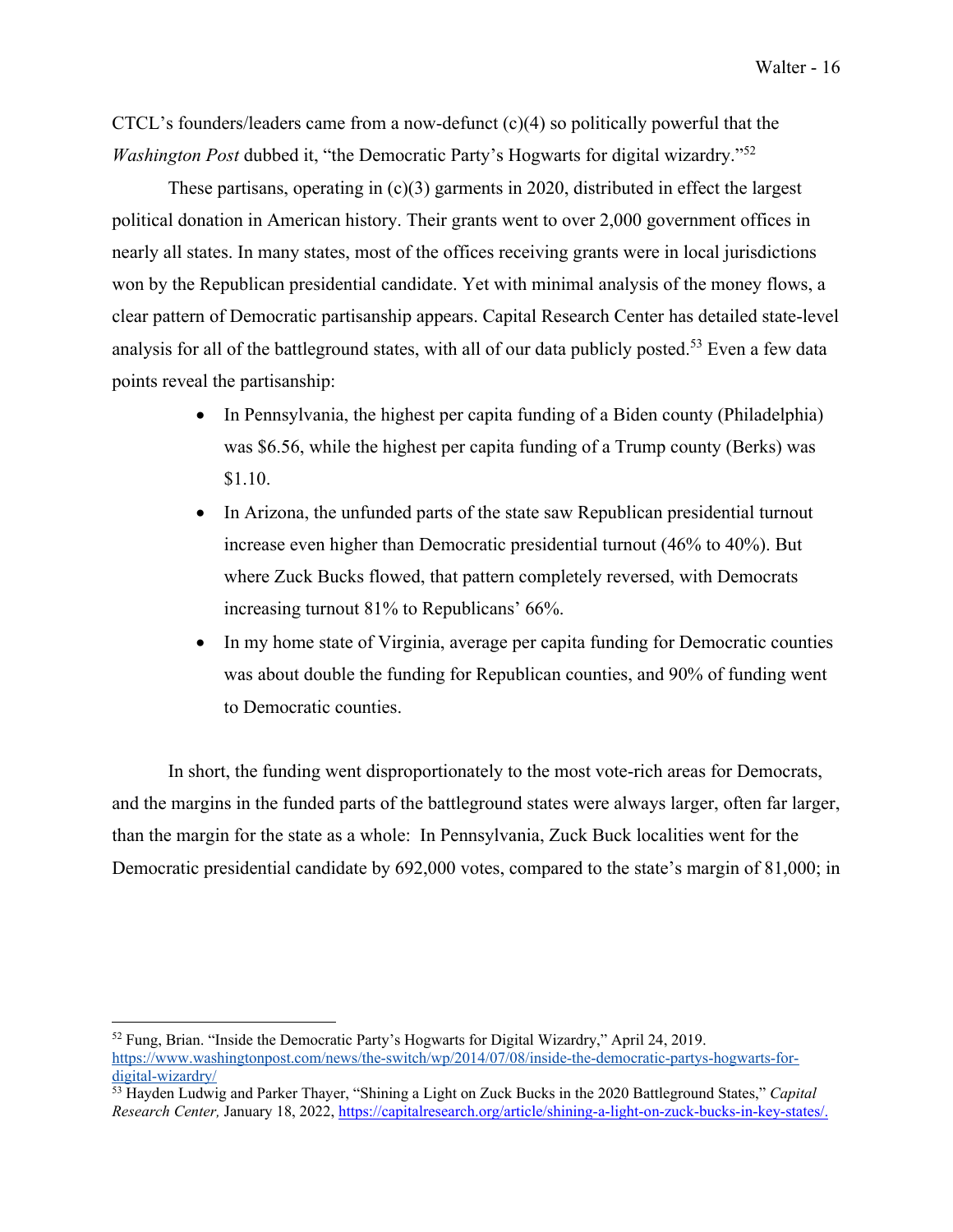CTCL's founders/leaders came from a now-defunct (c)(4) so politically powerful that the *Washington Post* dubbed it, "the Democratic Party's Hogwarts for digital wizardry."[52]

These partisans, operating in (c)(3) garments in 2020, distributed in effect the largest political donation in American history. Their grants went to over 2,000 government offices in nearly all states. In many states, most of the offices receiving grants were in local jurisdictions won by the Republican presidential candidate. Yet with minimal analysis of the money flows, a clear pattern of Democratic partisanship appears. Capital Research Center has detailed state-level analysis for all of the battleground states, with all of our data publicly posted.[53] Even a few data points reveal the partisanship:

- In Pennsylvania, the highest per capita funding of a Biden county (Philadelphia) was $6.56, while the highest per capita funding of a Trump county (Berks) was $1.10.
- In Arizona, the unfunded parts of the state saw Republican presidential turnout increase even higher than Democratic presidential turnout (46% to 40%). But where Zuck Bucks flowed, that pattern completely reversed, with Democrats increasing turnout 81% to Republicans' 66%.
- In my home state of Virginia, average per capita funding for Democratic counties was about double the funding for Republican counties, and 90% of funding went to Democratic counties.

In short, the funding went disproportionately to the most vote-rich areas for Democrats, and the margins in the funded parts of the battleground states were always larger, often far larger, than the margin for the state as a whole: In Pennsylvania, Zuck Buck localities went for the Democratic presidential candidate by 692,000 votes, compared to the state's margin of 81,000; in

---

[52] Fung, Brian. "Inside the Democratic Party's Hogwarts for Digital Wizardry," April 24, 2019. https://www.washingtonpost.com/news/the-switch/wp/2014/07/08/inside-the-democratic-partys-hogwarts-for-digital-wizardry/

[53] Hayden Ludwig and Parker Thayer, "Shining a Light on Zuck Bucks in the 2020 Battleground States," *Capital Research Center,* January 18, 2022, https://capitalresearch.org/article/shining-a-light-on-zuck-bucks-in-key-states/.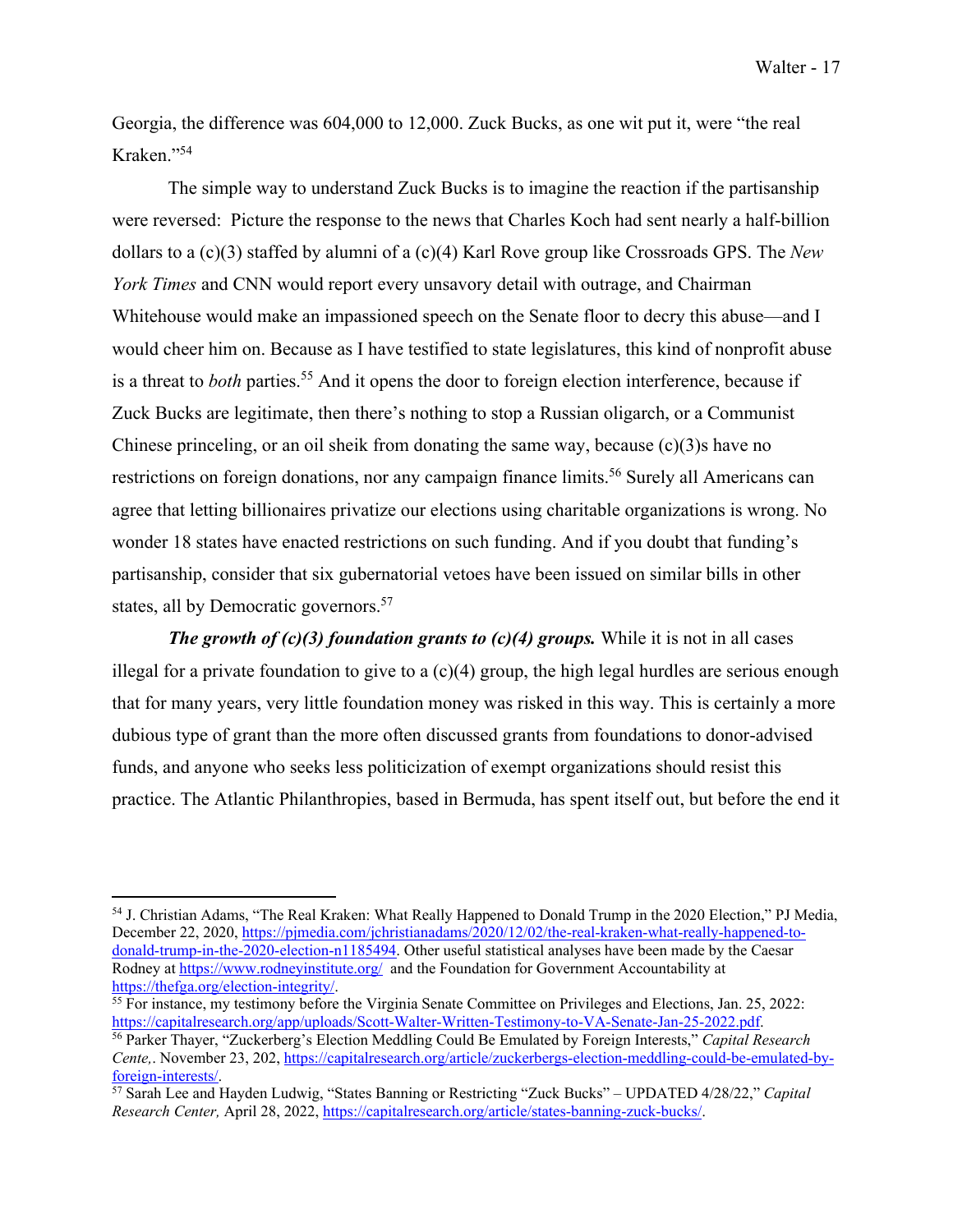Georgia, the difference was 604,000 to 12,000. Zuck Bucks, as one wit put it, were "the real Kraken."[54]

The simple way to understand Zuck Bucks is to imagine the reaction if the partisanship were reversed: Picture the response to the news that Charles Koch had sent nearly a half-billion dollars to a (c)(3) staffed by alumni of a (c)(4) Karl Rove group like Crossroads GPS. The *New York Times* and CNN would report every unsavory detail with outrage, and Chairman Whitehouse would make an impassioned speech on the Senate floor to decry this abuse—and I would cheer him on. Because as I have testified to state legislatures, this kind of nonprofit abuse is a threat to *both* parties.[55] And it opens the door to foreign election interference, because if Zuck Bucks are legitimate, then there's nothing to stop a Russian oligarch, or a Communist Chinese princeling, or an oil sheik from donating the same way, because (c)(3)s have no restrictions on foreign donations, nor any campaign finance limits.[56] Surely all Americans can agree that letting billionaires privatize our elections using charitable organizations is wrong. No wonder 18 states have enacted restrictions on such funding. And if you doubt that funding's partisanship, consider that six gubernatorial vetoes have been issued on similar bills in other states, all by Democratic governors.[57]

***The growth of (c)(3) foundation grants to (c)(4) groups.*** While it is not in all cases illegal for a private foundation to give to a (c)(4) group, the high legal hurdles are serious enough that for many years, very little foundation money was risked in this way. This is certainly a more dubious type of grant than the more often discussed grants from foundations to donor-advised funds, and anyone who seeks less politicization of exempt organizations should resist this practice. The Atlantic Philanthropies, based in Bermuda, has spent itself out, but before the end it

---

[54] J. Christian Adams, "The Real Kraken: What Really Happened to Donald Trump in the 2020 Election," PJ Media, December 22, 2020, https://pjmedia.com/jchristianadams/2020/12/02/the-real-kraken-what-really-happened-to-donald-trump-in-the-2020-election-n1185494. Other useful statistical analyses have been made by the Caesar Rodney at https://www.rodneyinstitute.org/ and the Foundation for Government Accountability at https://thefga.org/election-integrity/.

[55] For instance, my testimony before the Virginia Senate Committee on Privileges and Elections, Jan. 25, 2022: https://capitalresearch.org/app/uploads/Scott-Walter-Written-Testimony-to-VA-Senate-Jan-25-2022.pdf.

[56] Parker Thayer, "Zuckerberg's Election Meddling Could Be Emulated by Foreign Interests," *Capital Research Cente,*. November 23, 202, https://capitalresearch.org/article/zuckerbergs-election-meddling-could-be-emulated-by-foreign-interests/.

[57] Sarah Lee and Hayden Ludwig, "States Banning or Restricting "Zuck Bucks" – UPDATED 4/28/22," *Capital Research Center,* April 28, 2022, https://capitalresearch.org/article/states-banning-zuck-bucks/.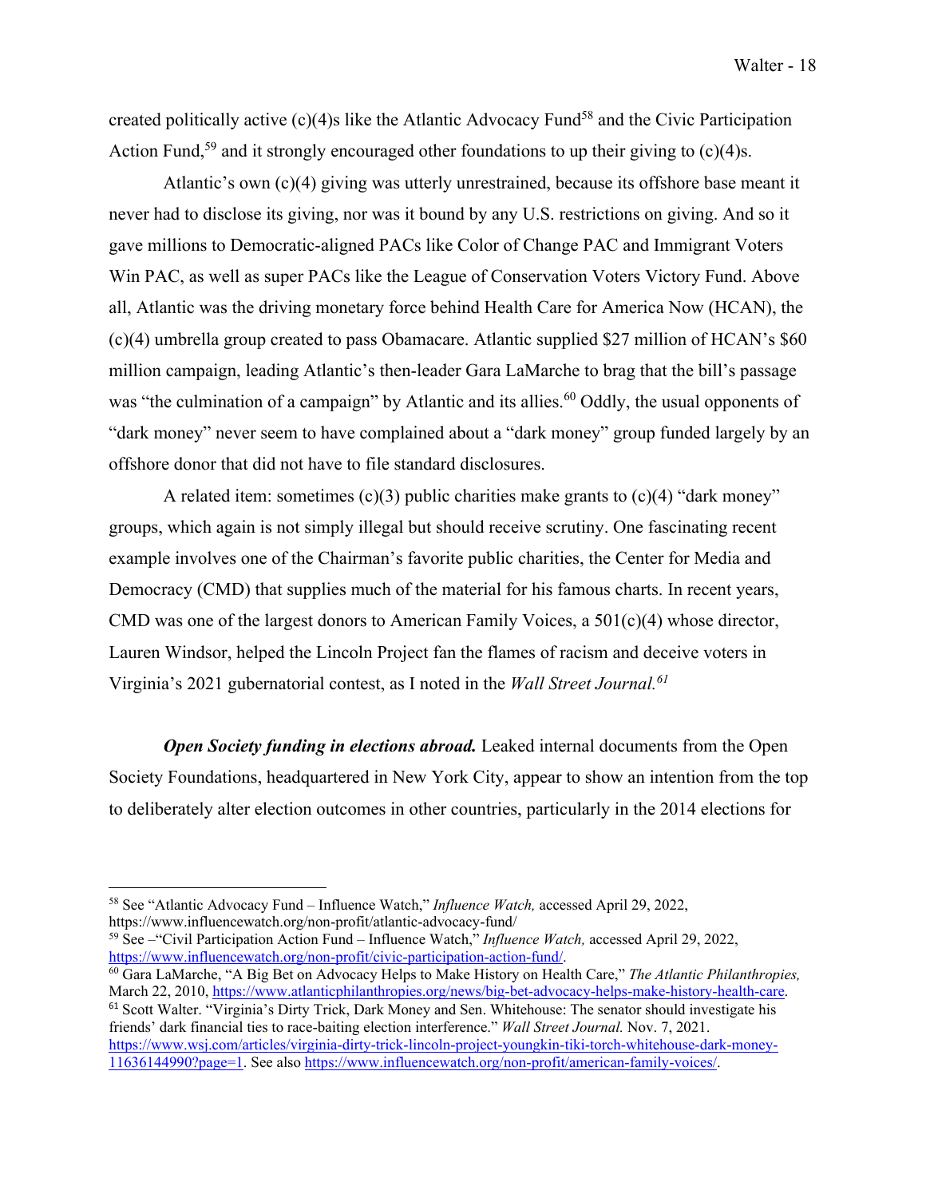created politically active (c)(4)s like the Atlantic Advocacy Fund[58] and the Civic Participation Action Fund,[59] and it strongly encouraged other foundations to up their giving to (c)(4)s.

Atlantic's own (c)(4) giving was utterly unrestrained, because its offshore base meant it never had to disclose its giving, nor was it bound by any U.S. restrictions on giving. And so it gave millions to Democratic-aligned PACs like Color of Change PAC and Immigrant Voters Win PAC, as well as super PACs like the League of Conservation Voters Victory Fund. Above all, Atlantic was the driving monetary force behind Health Care for America Now (HCAN), the (c)(4) umbrella group created to pass Obamacare. Atlantic supplied $27 million of HCAN's $60 million campaign, leading Atlantic's then-leader Gara LaMarche to brag that the bill's passage was "the culmination of a campaign" by Atlantic and its allies.[60] Oddly, the usual opponents of "dark money" never seem to have complained about a "dark money" group funded largely by an offshore donor that did not have to file standard disclosures.

A related item: sometimes (c)(3) public charities make grants to (c)(4) "dark money" groups, which again is not simply illegal but should receive scrutiny. One fascinating recent example involves one of the Chairman's favorite public charities, the Center for Media and Democracy (CMD) that supplies much of the material for his famous charts. In recent years, CMD was one of the largest donors to American Family Voices, a 501(c)(4) whose director, Lauren Windsor, helped the Lincoln Project fan the flames of racism and deceive voters in Virginia's 2021 gubernatorial contest, as I noted in the *Wall Street Journal.*[61]

***Open Society funding in elections abroad.*** Leaked internal documents from the Open Society Foundations, headquartered in New York City, appear to show an intention from the top to deliberately alter election outcomes in other countries, particularly in the 2014 elections for

---

[58] See "Atlantic Advocacy Fund – Influence Watch," *Influence Watch,* accessed April 29, 2022, https://www.influencewatch.org/non-profit/atlantic-advocacy-fund/

[59] See –"Civil Participation Action Fund – Influence Watch," *Influence Watch,* accessed April 29, 2022, https://www.influencewatch.org/non-profit/civic-participation-action-fund/.

[60] Gara LaMarche, "A Big Bet on Advocacy Helps to Make History on Health Care," *The Atlantic Philanthropies,* March 22, 2010, https://www.atlanticphilanthropies.org/news/big-bet-advocacy-helps-make-history-health-care.

[61] Scott Walter. "Virginia's Dirty Trick, Dark Money and Sen. Whitehouse: The senator should investigate his friends' dark financial ties to race-baiting election interference." *Wall Street Journal.* Nov. 7, 2021. https://www.wsj.com/articles/virginia-dirty-trick-lincoln-project-youngkin-tiki-torch-whitehouse-dark-money-11636144990?page=1. See also https://www.influencewatch.org/non-profit/american-family-voices/.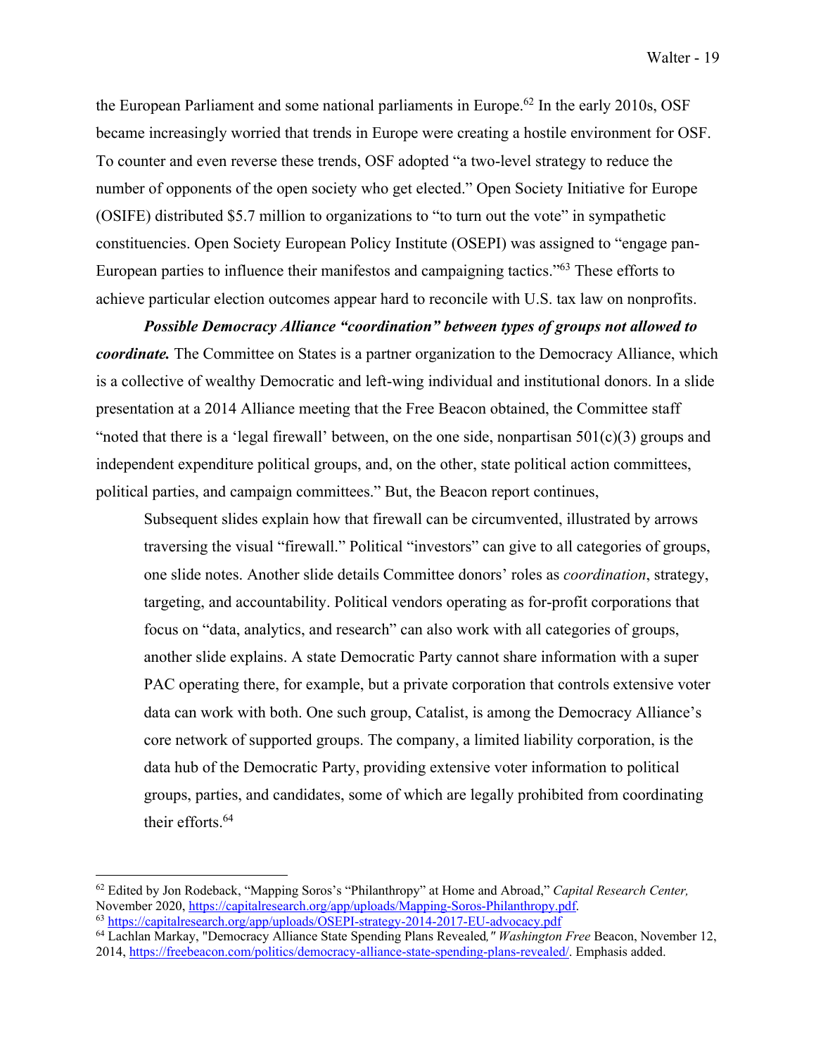the European Parliament and some national parliaments in Europe.[62] In the early 2010s, OSF became increasingly worried that trends in Europe were creating a hostile environment for OSF. To counter and even reverse these trends, OSF adopted "a two-level strategy to reduce the number of opponents of the open society who get elected." Open Society Initiative for Europe (OSIFE) distributed $5.7 million to organizations to "to turn out the vote" in sympathetic constituencies. Open Society European Policy Institute (OSEPI) was assigned to "engage pan-European parties to influence their manifestos and campaigning tactics."[63] These efforts to achieve particular election outcomes appear hard to reconcile with U.S. tax law on nonprofits.

***Possible Democracy Alliance "coordination" between types of groups not allowed to coordinate.*** The Committee on States is a partner organization to the Democracy Alliance, which is a collective of wealthy Democratic and left-wing individual and institutional donors. In a slide presentation at a 2014 Alliance meeting that the Free Beacon obtained, the Committee staff "noted that there is a 'legal firewall' between, on the one side, nonpartisan 501(c)(3) groups and independent expenditure political groups, and, on the other, state political action committees, political parties, and campaign committees." But, the Beacon report continues,

> Subsequent slides explain how that firewall can be circumvented, illustrated by arrows traversing the visual "firewall." Political "investors" can give to all categories of groups, one slide notes. Another slide details Committee donors' roles as *coordination*, strategy, targeting, and accountability. Political vendors operating as for-profit corporations that focus on "data, analytics, and research" can also work with all categories of groups, another slide explains. A state Democratic Party cannot share information with a super PAC operating there, for example, but a private corporation that controls extensive voter data can work with both. One such group, Catalist, is among the Democracy Alliance's core network of supported groups. The company, a limited liability corporation, is the data hub of the Democratic Party, providing extensive voter information to political groups, parties, and candidates, some of which are legally prohibited from coordinating their efforts.[64]

---

[62] Edited by Jon Rodeback, "Mapping Soros's "Philanthropy" at Home and Abroad," *Capital Research Center,* November 2020, https://capitalresearch.org/app/uploads/Mapping-Soros-Philanthropy.pdf.

[63] https://capitalresearch.org/app/uploads/OSEPI-strategy-2014-2017-EU-advocacy.pdf

[64] Lachlan Markay, "Democracy Alliance State Spending Plans Revealed," *Washington Free* Beacon, November 12, 2014, https://freebeacon.com/politics/democracy-alliance-state-spending-plans-revealed/. Emphasis added.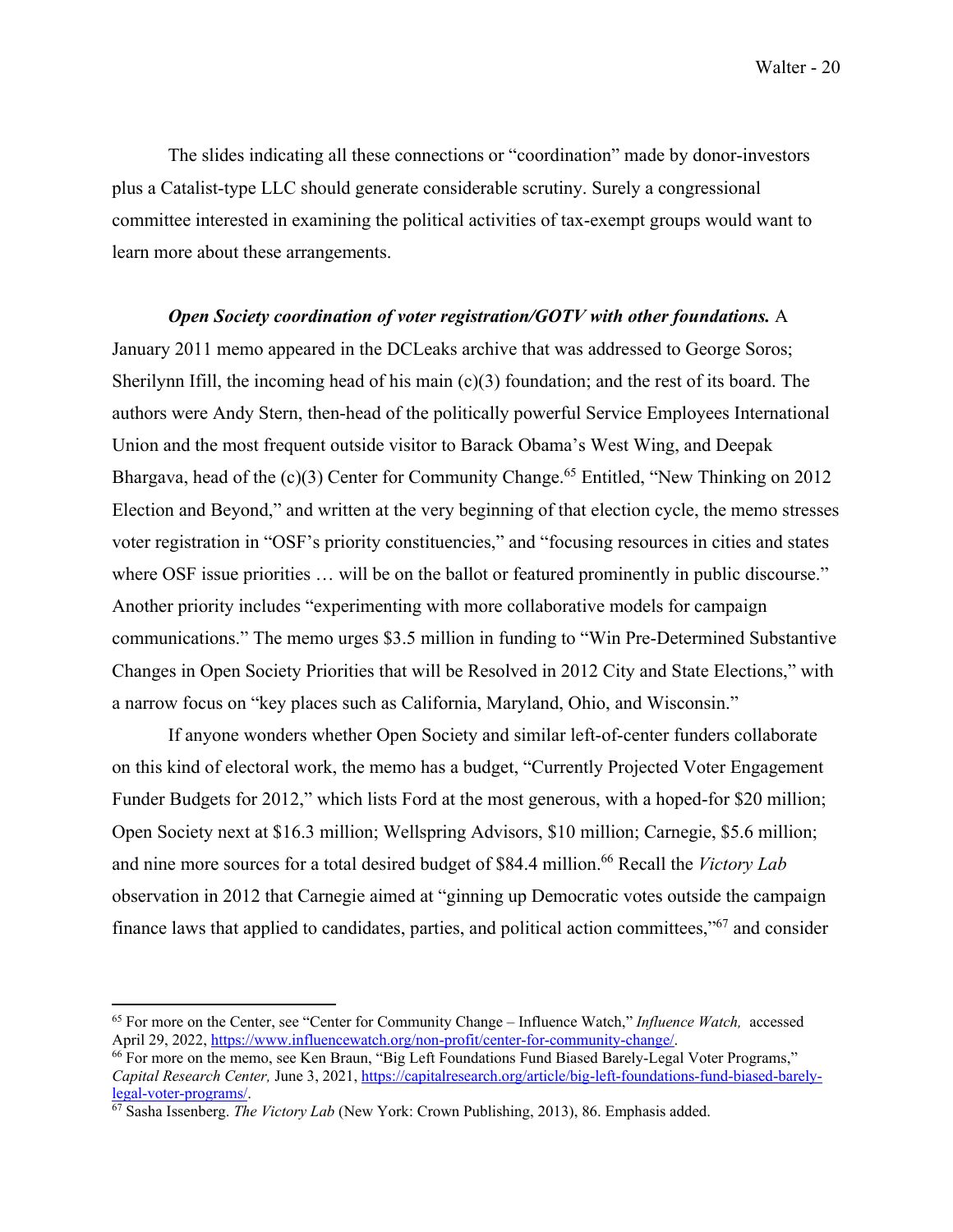The slides indicating all these connections or "coordination" made by donor-investors plus a Catalist-type LLC should generate considerable scrutiny. Surely a congressional committee interested in examining the political activities of tax-exempt groups would want to learn more about these arrangements.

***Open Society coordination of voter registration/GOTV with other foundations.*** A January 2011 memo appeared in the DCLeaks archive that was addressed to George Soros; Sherilynn Ifill, the incoming head of his main (c)(3) foundation; and the rest of its board. The authors were Andy Stern, then-head of the politically powerful Service Employees International Union and the most frequent outside visitor to Barack Obama's West Wing, and Deepak Bhargava, head of the (c)(3) Center for Community Change.[65] Entitled, "New Thinking on 2012 Election and Beyond," and written at the very beginning of that election cycle, the memo stresses voter registration in "OSF's priority constituencies," and "focusing resources in cities and states where OSF issue priorities … will be on the ballot or featured prominently in public discourse." Another priority includes "experimenting with more collaborative models for campaign communications." The memo urges $3.5 million in funding to "Win Pre-Determined Substantive Changes in Open Society Priorities that will be Resolved in 2012 City and State Elections," with a narrow focus on "key places such as California, Maryland, Ohio, and Wisconsin."

If anyone wonders whether Open Society and similar left-of-center funders collaborate on this kind of electoral work, the memo has a budget, "Currently Projected Voter Engagement Funder Budgets for 2012," which lists Ford at the most generous, with a hoped-for $20 million; Open Society next at $16.3 million; Wellspring Advisors, $10 million; Carnegie, $5.6 million; and nine more sources for a total desired budget of $84.4 million.[66] Recall the *Victory Lab* observation in 2012 that Carnegie aimed at "ginning up Democratic votes outside the campaign finance laws that applied to candidates, parties, and political action committees,"[67] and consider

---

[65] For more on the Center, see "Center for Community Change – Influence Watch," *Influence Watch,* accessed April 29, 2022, https://www.influencewatch.org/non-profit/center-for-community-change/.

[66] For more on the memo, see Ken Braun, "Big Left Foundations Fund Biased Barely-Legal Voter Programs," *Capital Research Center,* June 3, 2021, https://capitalresearch.org/article/big-left-foundations-fund-biased-barely-legal-voter-programs/.

[67] Sasha Issenberg. *The Victory Lab* (New York: Crown Publishing, 2013), 86. Emphasis added.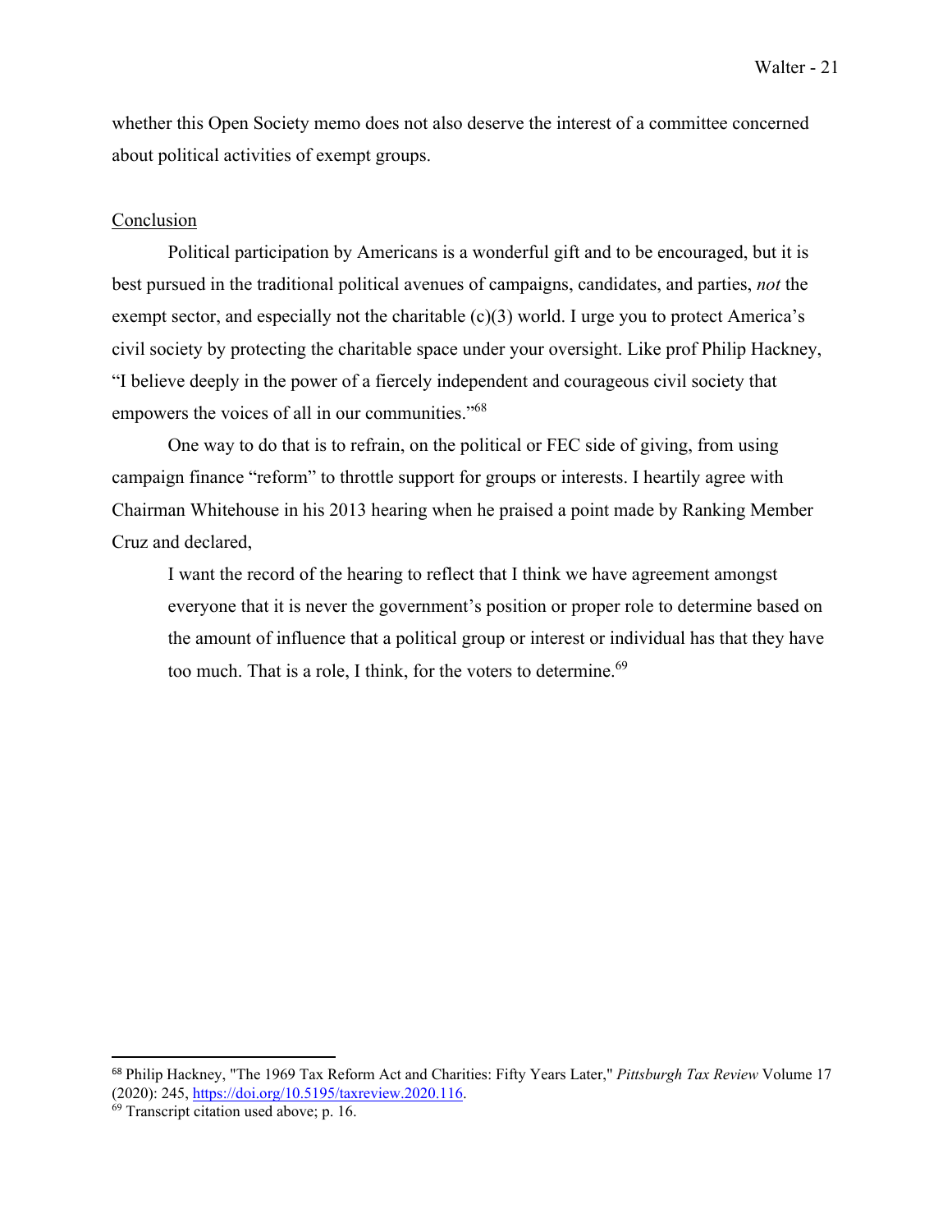whether this Open Society memo does not also deserve the interest of a committee concerned about political activities of exempt groups.

## Conclusion

Political participation by Americans is a wonderful gift and to be encouraged, but it is best pursued in the traditional political avenues of campaigns, candidates, and parties, *not* the exempt sector, and especially not the charitable (c)(3) world. I urge you to protect America's civil society by protecting the charitable space under your oversight. Like prof Philip Hackney, "I believe deeply in the power of a fiercely independent and courageous civil society that empowers the voices of all in our communities."[68]

One way to do that is to refrain, on the political or FEC side of giving, from using campaign finance "reform" to throttle support for groups or interests. I heartily agree with Chairman Whitehouse in his 2013 hearing when he praised a point made by Ranking Member Cruz and declared,

> I want the record of the hearing to reflect that I think we have agreement amongst everyone that it is never the government's position or proper role to determine based on the amount of influence that a political group or interest or individual has that they have too much. That is a role, I think, for the voters to determine.[69]

---

[68] Philip Hackney, "The 1969 Tax Reform Act and Charities: Fifty Years Later," *Pittsburgh Tax Review* Volume 17 (2020): 245, https://doi.org/10.5195/taxreview.2020.116.

[69] Transcript citation used above; p. 16.